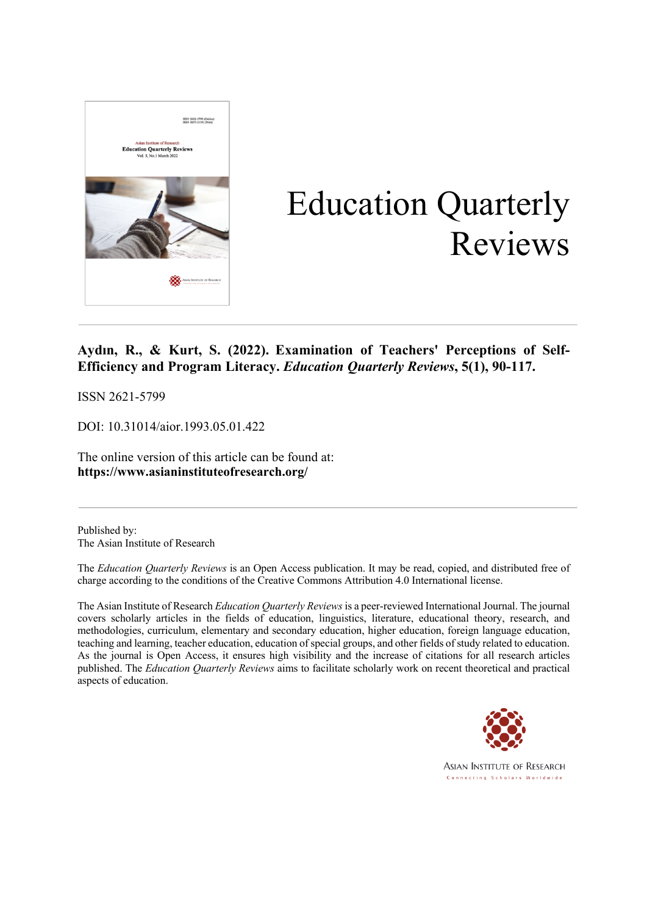# Education Quarterly Reviews

**Aydın, R., & Kurt, S. (2022). Examination of Teachers' Perceptions of Self-Efficiency and Program Literacy. *Education Quarterly Reviews*, 5(1), 90-117.**

ISSN 2621-5799

DOI: 10.31014/aior.1993.05.01.422

The online version of this article can be found at:
**https://www.asianinstituteofresearch.org/**

Published by:
The Asian Institute of Research

The *Education Quarterly Reviews* is an Open Access publication. It may be read, copied, and distributed free of charge according to the conditions of the Creative Commons Attribution 4.0 International license.

The Asian Institute of Research *Education Quarterly Reviews* is a peer-reviewed International Journal. The journal covers scholarly articles in the fields of education, linguistics, literature, educational theory, research, and methodologies, curriculum, elementary and secondary education, higher education, foreign language education, teaching and learning, teacher education, education of special groups, and other fields of study related to education. As the journal is Open Access, it ensures high visibility and the increase of citations for all research articles published. The *Education Quarterly Reviews* aims to facilitate scholarly work on recent theoretical and practical aspects of education.

ASIAN INSTITUTE OF RESEARCH
Connecting Scholars Worldwide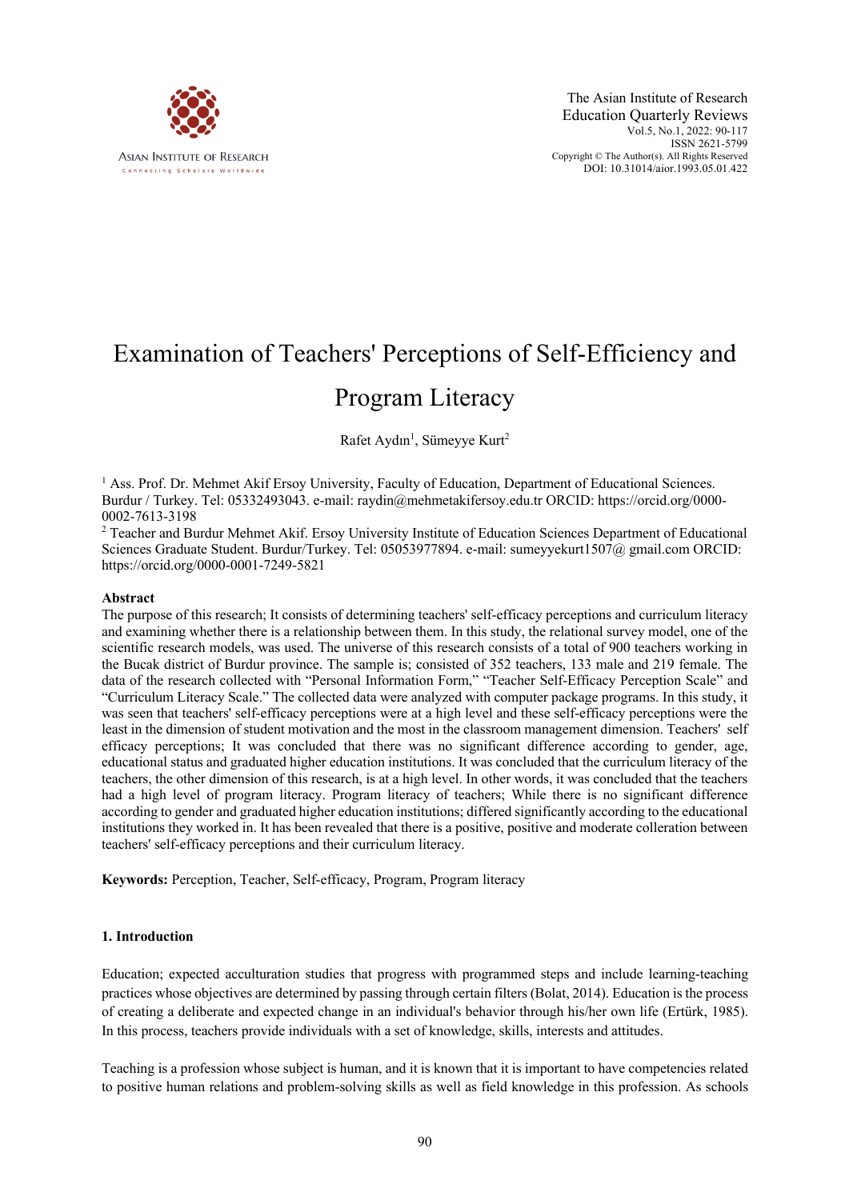# Examination of Teachers' Perceptions of Self-Efficiency and Program Literacy

Rafet Aydın[1], Sümeyye Kurt[2]

[1] Ass. Prof. Dr. Mehmet Akif Ersoy University, Faculty of Education, Department of Educational Sciences. Burdur / Turkey. Tel: 05332493043. e-mail: raydin@mehmetakifersoy.edu.tr ORCID: https://orcid.org/0000-0002-7613-3198

[2] Teacher and Burdur Mehmet Akif. Ersoy University Institute of Education Sciences Department of Educational Sciences Graduate Student. Burdur/Turkey. Tel: 05053977894. e-mail: sumeyyekurt1507@ gmail.com ORCID: https://orcid.org/0000-0001-7249-5821

## Abstract

The purpose of this research; It consists of determining teachers' self-efficacy perceptions and curriculum literacy and examining whether there is a relationship between them. In this study, the relational survey model, one of the scientific research models, was used. The universe of this research consists of a total of 900 teachers working in the Bucak district of Burdur province. The sample is; consisted of 352 teachers, 133 male and 219 female. The data of the research collected with "Personal Information Form," "Teacher Self-Efficacy Perception Scale" and "Curriculum Literacy Scale." The collected data were analyzed with computer package programs. In this study, it was seen that teachers' self-efficacy perceptions were at a high level and these self-efficacy perceptions were the least in the dimension of student motivation and the most in the classroom management dimension. Teachers' self efficacy perceptions; It was concluded that there was no significant difference according to gender, age, educational status and graduated higher education institutions. It was concluded that the curriculum literacy of the teachers, the other dimension of this research, is at a high level. In other words, it was concluded that the teachers had a high level of program literacy. Program literacy of teachers; While there is no significant difference according to gender and graduated higher education institutions; differed significantly according to the educational institutions they worked in. It has been revealed that there is a positive, positive and moderate colleration between teachers' self-efficacy perceptions and their curriculum literacy.

**Keywords:** Perception, Teacher, Self-efficacy, Program, Program literacy

## 1. Introduction

Education; expected acculturation studies that progress with programmed steps and include learning-teaching practices whose objectives are determined by passing through certain filters (Bolat, 2014). Education is the process of creating a deliberate and expected change in an individual's behavior through his/her own life (Ertürk, 1985). In this process, teachers provide individuals with a set of knowledge, skills, interests and attitudes.

Teaching is a profession whose subject is human, and it is known that it is important to have competencies related to positive human relations and problem-solving skills as well as field knowledge in this profession. As schools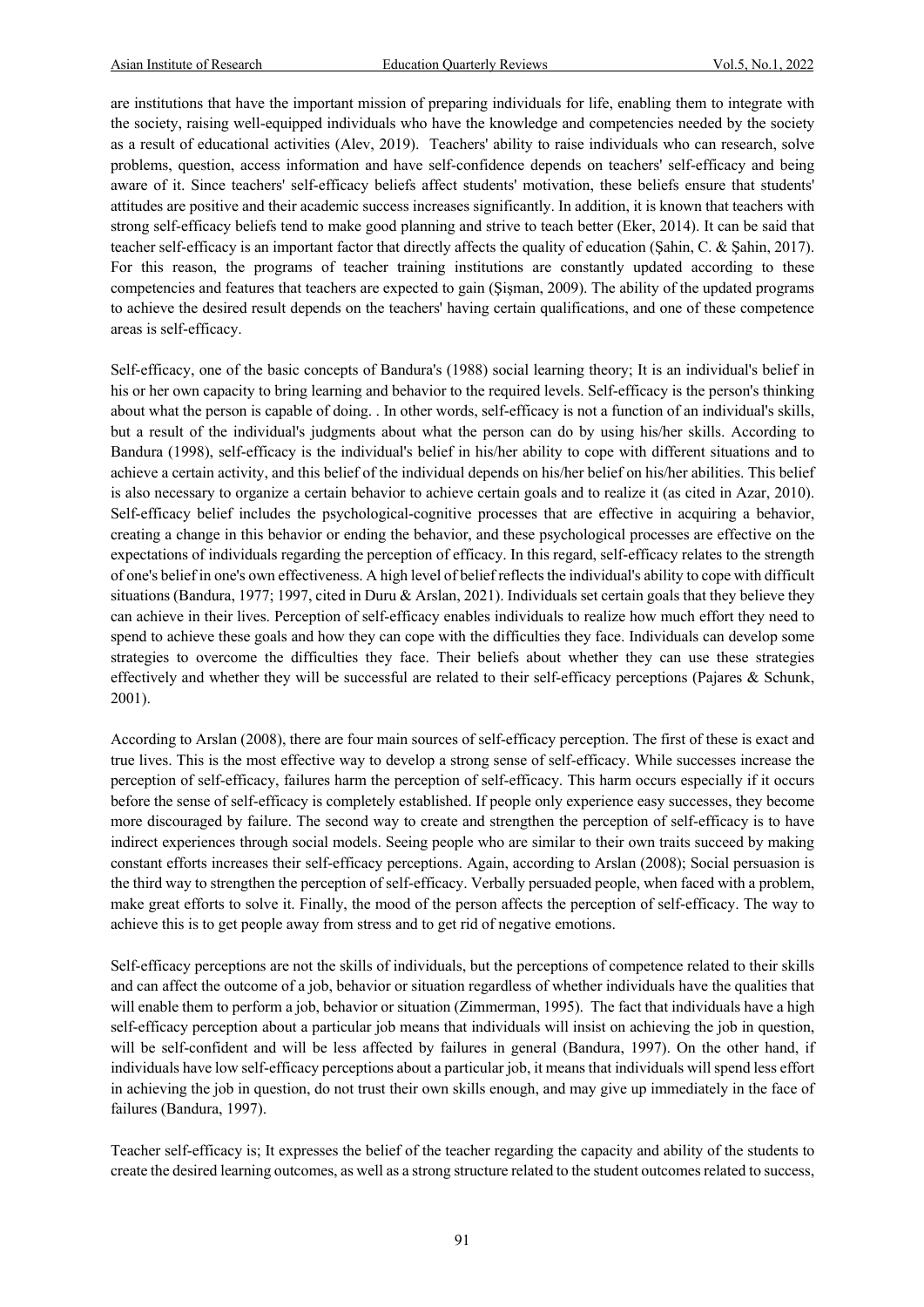are institutions that have the important mission of preparing individuals for life, enabling them to integrate with the society, raising well-equipped individuals who have the knowledge and competencies needed by the society as a result of educational activities (Alev, 2019). Teachers' ability to raise individuals who can research, solve problems, question, access information and have self-confidence depends on teachers' self-efficacy and being aware of it. Since teachers' self-efficacy beliefs affect students' motivation, these beliefs ensure that students' attitudes are positive and their academic success increases significantly. In addition, it is known that teachers with strong self-efficacy beliefs tend to make good planning and strive to teach better (Eker, 2014). It can be said that teacher self-efficacy is an important factor that directly affects the quality of education (Şahin, C. & Şahin, 2017). For this reason, the programs of teacher training institutions are constantly updated according to these competencies and features that teachers are expected to gain (Şişman, 2009). The ability of the updated programs to achieve the desired result depends on the teachers' having certain qualifications, and one of these competence areas is self-efficacy.

Self-efficacy, one of the basic concepts of Bandura's (1988) social learning theory; It is an individual's belief in his or her own capacity to bring learning and behavior to the required levels. Self-efficacy is the person's thinking about what the person is capable of doing. . In other words, self-efficacy is not a function of an individual's skills, but a result of the individual's judgments about what the person can do by using his/her skills. According to Bandura (1998), self-efficacy is the individual's belief in his/her ability to cope with different situations and to achieve a certain activity, and this belief of the individual depends on his/her belief on his/her abilities. This belief is also necessary to organize a certain behavior to achieve certain goals and to realize it (as cited in Azar, 2010). Self-efficacy belief includes the psychological-cognitive processes that are effective in acquiring a behavior, creating a change in this behavior or ending the behavior, and these psychological processes are effective on the expectations of individuals regarding the perception of efficacy. In this regard, self-efficacy relates to the strength of one's belief in one's own effectiveness. A high level of belief reflects the individual's ability to cope with difficult situations (Bandura, 1977; 1997, cited in Duru & Arslan, 2021). Individuals set certain goals that they believe they can achieve in their lives. Perception of self-efficacy enables individuals to realize how much effort they need to spend to achieve these goals and how they can cope with the difficulties they face. Individuals can develop some strategies to overcome the difficulties they face. Their beliefs about whether they can use these strategies effectively and whether they will be successful are related to their self-efficacy perceptions (Pajares & Schunk, 2001).

According to Arslan (2008), there are four main sources of self-efficacy perception. The first of these is exact and true lives. This is the most effective way to develop a strong sense of self-efficacy. While successes increase the perception of self-efficacy, failures harm the perception of self-efficacy. This harm occurs especially if it occurs before the sense of self-efficacy is completely established. If people only experience easy successes, they become more discouraged by failure. The second way to create and strengthen the perception of self-efficacy is to have indirect experiences through social models. Seeing people who are similar to their own traits succeed by making constant efforts increases their self-efficacy perceptions. Again, according to Arslan (2008); Social persuasion is the third way to strengthen the perception of self-efficacy. Verbally persuaded people, when faced with a problem, make great efforts to solve it. Finally, the mood of the person affects the perception of self-efficacy. The way to achieve this is to get people away from stress and to get rid of negative emotions.

Self-efficacy perceptions are not the skills of individuals, but the perceptions of competence related to their skills and can affect the outcome of a job, behavior or situation regardless of whether individuals have the qualities that will enable them to perform a job, behavior or situation (Zimmerman, 1995). The fact that individuals have a high self-efficacy perception about a particular job means that individuals will insist on achieving the job in question, will be self-confident and will be less affected by failures in general (Bandura, 1997). On the other hand, if individuals have low self-efficacy perceptions about a particular job, it means that individuals will spend less effort in achieving the job in question, do not trust their own skills enough, and may give up immediately in the face of failures (Bandura, 1997).

Teacher self-efficacy is; It expresses the belief of the teacher regarding the capacity and ability of the students to create the desired learning outcomes, as well as a strong structure related to the student outcomes related to success,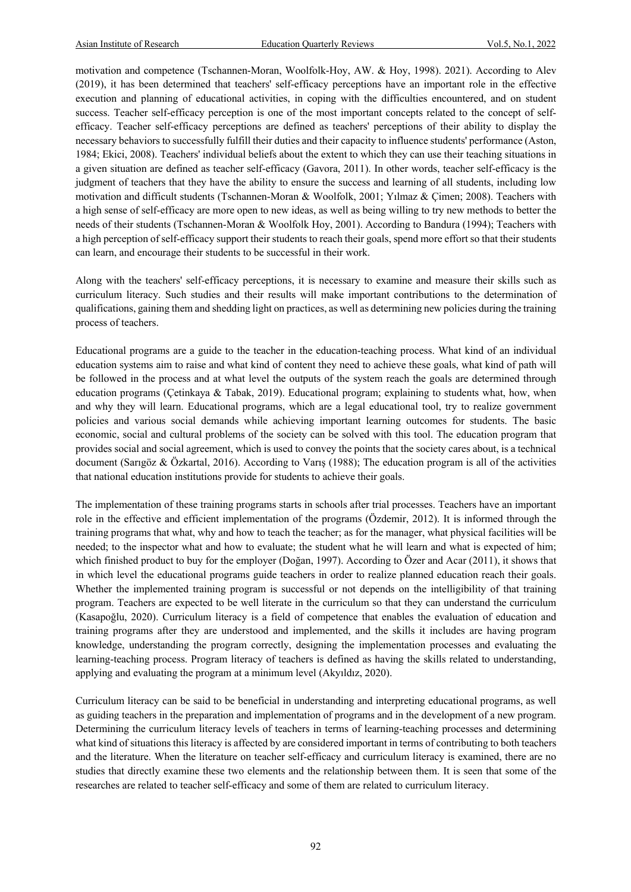motivation and competence (Tschannen-Moran, Woolfolk-Hoy, AW. & Hoy, 1998). 2021). According to Alev (2019), it has been determined that teachers' self-efficacy perceptions have an important role in the effective execution and planning of educational activities, in coping with the difficulties encountered, and on student success. Teacher self-efficacy perception is one of the most important concepts related to the concept of self-efficacy. Teacher self-efficacy perceptions are defined as teachers' perceptions of their ability to display the necessary behaviors to successfully fulfill their duties and their capacity to influence students' performance (Aston, 1984; Ekici, 2008). Teachers' individual beliefs about the extent to which they can use their teaching situations in a given situation are defined as teacher self-efficacy (Gavora, 2011). In other words, teacher self-efficacy is the judgment of teachers that they have the ability to ensure the success and learning of all students, including low motivation and difficult students (Tschannen-Moran & Woolfolk, 2001; Yılmaz & Çimen; 2008). Teachers with a high sense of self-efficacy are more open to new ideas, as well as being willing to try new methods to better the needs of their students (Tschannen-Moran & Woolfolk Hoy, 2001). According to Bandura (1994); Teachers with a high perception of self-efficacy support their students to reach their goals, spend more effort so that their students can learn, and encourage their students to be successful in their work.

Along with the teachers' self-efficacy perceptions, it is necessary to examine and measure their skills such as curriculum literacy. Such studies and their results will make important contributions to the determination of qualifications, gaining them and shedding light on practices, as well as determining new policies during the training process of teachers.

Educational programs are a guide to the teacher in the education-teaching process. What kind of an individual education systems aim to raise and what kind of content they need to achieve these goals, what kind of path will be followed in the process and at what level the outputs of the system reach the goals are determined through education programs (Çetinkaya & Tabak, 2019). Educational program; explaining to students what, how, when and why they will learn. Educational programs, which are a legal educational tool, try to realize government policies and various social demands while achieving important learning outcomes for students. The basic economic, social and cultural problems of the society can be solved with this tool. The education program that provides social and social agreement, which is used to convey the points that the society cares about, is a technical document (Sarıgöz & Özkartal, 2016). According to Varış (1988); The education program is all of the activities that national education institutions provide for students to achieve their goals.

The implementation of these training programs starts in schools after trial processes. Teachers have an important role in the effective and efficient implementation of the programs (Özdemir, 2012). It is informed through the training programs that what, why and how to teach the teacher; as for the manager, what physical facilities will be needed; to the inspector what and how to evaluate; the student what he will learn and what is expected of him; which finished product to buy for the employer (Doğan, 1997). According to Özer and Acar (2011), it shows that in which level the educational programs guide teachers in order to realize planned education reach their goals. Whether the implemented training program is successful or not depends on the intelligibility of that training program. Teachers are expected to be well literate in the curriculum so that they can understand the curriculum (Kasapoğlu, 2020). Curriculum literacy is a field of competence that enables the evaluation of education and training programs after they are understood and implemented, and the skills it includes are having program knowledge, understanding the program correctly, designing the implementation processes and evaluating the learning-teaching process. Program literacy of teachers is defined as having the skills related to understanding, applying and evaluating the program at a minimum level (Akyıldız, 2020).

Curriculum literacy can be said to be beneficial in understanding and interpreting educational programs, as well as guiding teachers in the preparation and implementation of programs and in the development of a new program. Determining the curriculum literacy levels of teachers in terms of learning-teaching processes and determining what kind of situations this literacy is affected by are considered important in terms of contributing to both teachers and the literature. When the literature on teacher self-efficacy and curriculum literacy is examined, there are no studies that directly examine these two elements and the relationship between them. It is seen that some of the researches are related to teacher self-efficacy and some of them are related to curriculum literacy.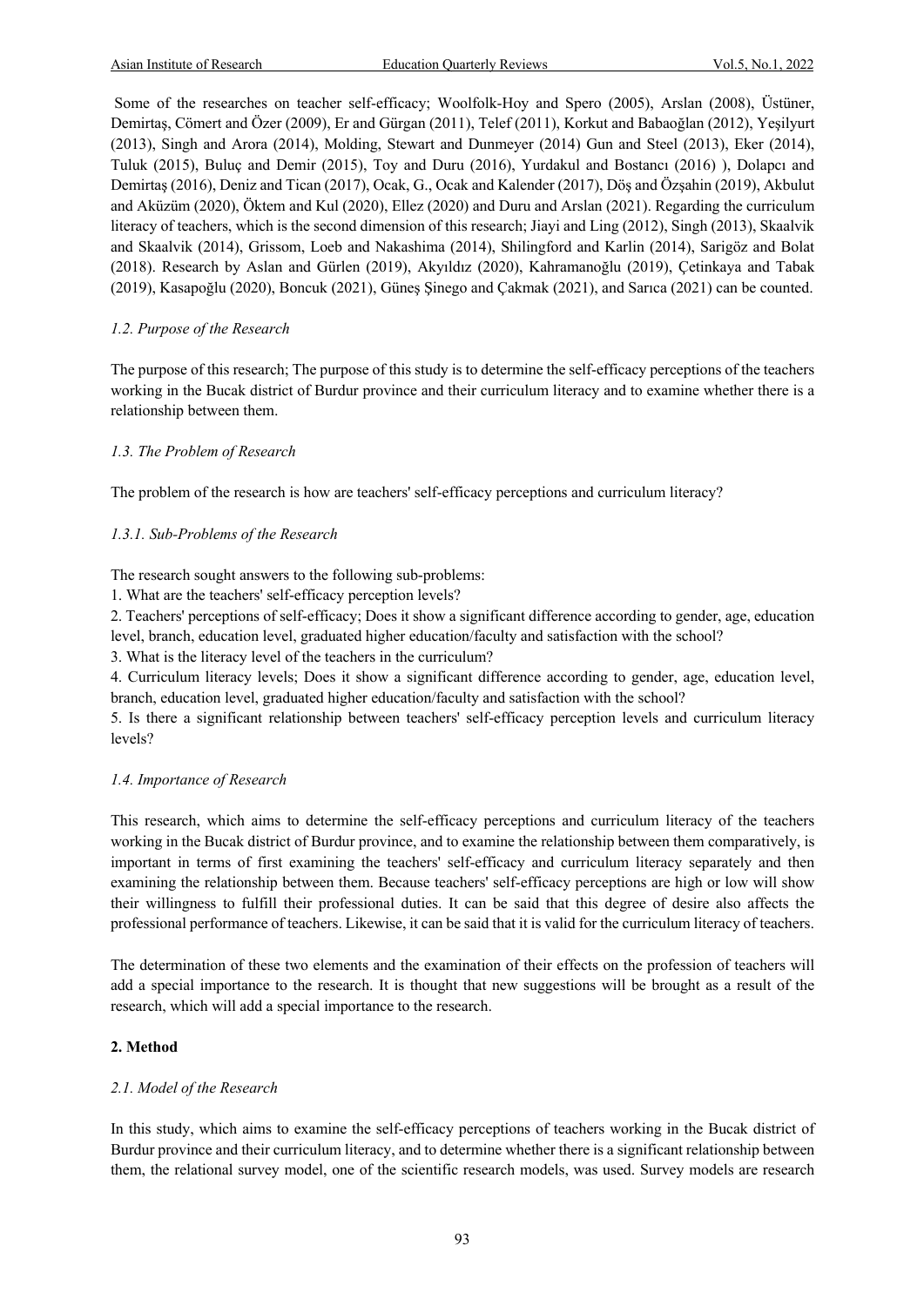Some of the researches on teacher self-efficacy; Woolfolk-Hoy and Spero (2005), Arslan (2008), Üstüner, Demirtaş, Cömert and Özer (2009), Er and Gürgan (2011), Telef (2011), Korkut and Babaoğlan (2012), Yeşilyurt (2013), Singh and Arora (2014), Molding, Stewart and Dunmeyer (2014) Gun and Steel (2013), Eker (2014), Tuluk (2015), Buluç and Demir (2015), Toy and Duru (2016), Yurdakul and Bostancı (2016) ), Dolapcı and Demirtaş (2016), Deniz and Tican (2017), Ocak, G., Ocak and Kalender (2017), Döş and Özşahin (2019), Akbulut and Aküzüm (2020), Öktem and Kul (2020), Ellez (2020) and Duru and Arslan (2021). Regarding the curriculum literacy of teachers, which is the second dimension of this research; Jiayi and Ling (2012), Singh (2013), Skaalvik and Skaalvik (2014), Grissom, Loeb and Nakashima (2014), Shilingford and Karlin (2014), Sarigöz and Bolat (2018). Research by Aslan and Gürlen (2019), Akyıldız (2020), Kahramanoğlu (2019), Çetinkaya and Tabak (2019), Kasapoğlu (2020), Boncuk (2021), Güneş Şinego and Çakmak (2021), and Sarıca (2021) can be counted.

### *1.2. Purpose of the Research*

The purpose of this research; The purpose of this study is to determine the self-efficacy perceptions of the teachers working in the Bucak district of Burdur province and their curriculum literacy and to examine whether there is a relationship between them.

### *1.3. The Problem of Research*

The problem of the research is how are teachers' self-efficacy perceptions and curriculum literacy?

#### *1.3.1. Sub-Problems of the Research*

The research sought answers to the following sub-problems:

1. What are the teachers' self-efficacy perception levels?
2. Teachers' perceptions of self-efficacy; Does it show a significant difference according to gender, age, education level, branch, education level, graduated higher education/faculty and satisfaction with the school?
3. What is the literacy level of the teachers in the curriculum?
4. Curriculum literacy levels; Does it show a significant difference according to gender, age, education level, branch, education level, graduated higher education/faculty and satisfaction with the school?
5. Is there a significant relationship between teachers' self-efficacy perception levels and curriculum literacy levels?

### *1.4. Importance of Research*

This research, which aims to determine the self-efficacy perceptions and curriculum literacy of the teachers working in the Bucak district of Burdur province, and to examine the relationship between them comparatively, is important in terms of first examining the teachers' self-efficacy and curriculum literacy separately and then examining the relationship between them. Because teachers' self-efficacy perceptions are high or low will show their willingness to fulfill their professional duties. It can be said that this degree of desire also affects the professional performance of teachers. Likewise, it can be said that it is valid for the curriculum literacy of teachers.

The determination of these two elements and the examination of their effects on the profession of teachers will add a special importance to the research. It is thought that new suggestions will be brought as a result of the research, which will add a special importance to the research.

## **2. Method**

### *2.1. Model of the Research*

In this study, which aims to examine the self-efficacy perceptions of teachers working in the Bucak district of Burdur province and their curriculum literacy, and to determine whether there is a significant relationship between them, the relational survey model, one of the scientific research models, was used. Survey models are research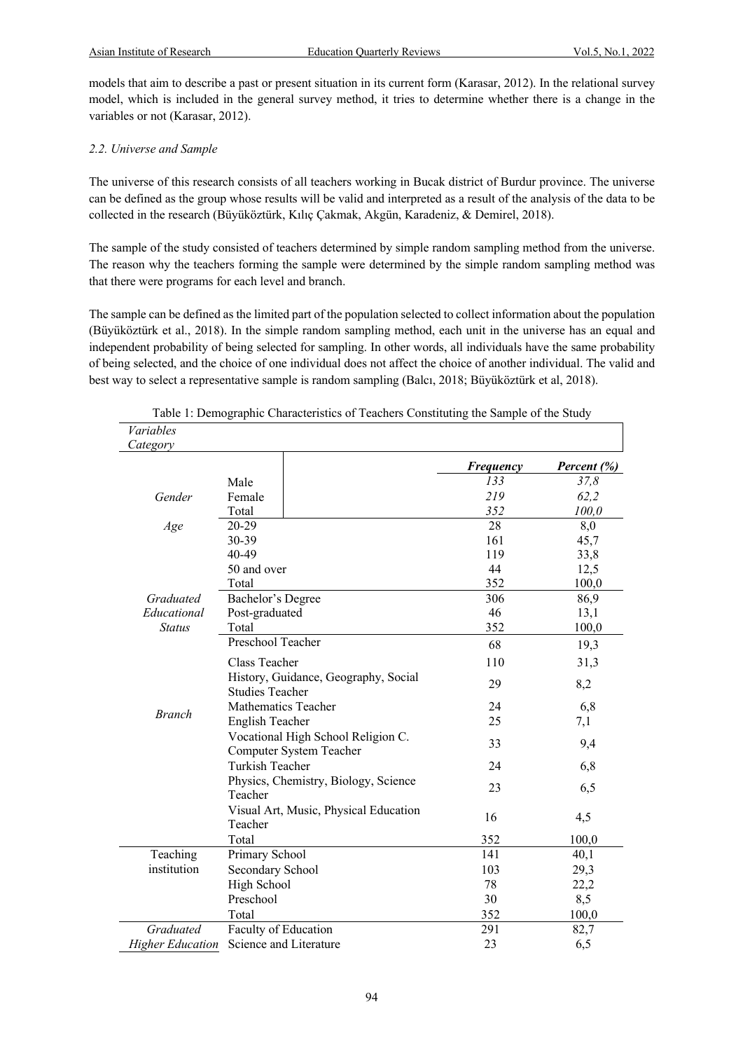models that aim to describe a past or present situation in its current form (Karasar, 2012). In the relational survey model, which is included in the general survey method, it tries to determine whether there is a change in the variables or not (Karasar, 2012).

### *2.2. Universe and Sample*

The universe of this research consists of all teachers working in Bucak district of Burdur province. The universe can be defined as the group whose results will be valid and interpreted as a result of the analysis of the data to be collected in the research (Büyüköztürk, Kılıç Çakmak, Akgün, Karadeniz, & Demirel, 2018).

The sample of the study consisted of teachers determined by simple random sampling method from the universe. The reason why the teachers forming the sample were determined by the simple random sampling method was that there were programs for each level and branch.

The sample can be defined as the limited part of the population selected to collect information about the population (Büyüköztürk et al., 2018). In the simple random sampling method, each unit in the universe has an equal and independent probability of being selected for sampling. In other words, all individuals have the same probability of being selected, and the choice of one individual does not affect the choice of another individual. The valid and best way to select a representative sample is random sampling (Balcı, 2018; Büyüköztürk et al, 2018).

Table 1: Demographic Characteristics of Teachers Constituting the Sample of the Study

| *Variables Category* | | *Frequency* | *Percent (%)* |
|---|---|---|---|
| *Gender* | Male | *133* | *37,8* |
| | Female | *219* | *62,2* |
| | Total | *352* | *100,0* |
| *Age* | 20-29 | 28 | 8,0 |
| | 30-39 | 161 | 45,7 |
| | 40-49 | 119 | 33,8 |
| | 50 and over | 44 | 12,5 |
| | Total | 352 | 100,0 |
| *Graduated Educational Status* | Bachelor's Degree | 306 | 86,9 |
| | Post-graduated | 46 | 13,1 |
| | Total | 352 | 100,0 |
| *Branch* | Preschool Teacher | 68 | 19,3 |
| | Class Teacher | 110 | 31,3 |
| | History, Guidance, Geography, Social Studies Teacher | 29 | 8,2 |
| | Mathematics Teacher | 24 | 6,8 |
| | English Teacher | 25 | 7,1 |
| | Vocational High School Religion C. Computer System Teacher | 33 | 9,4 |
| | Turkish Teacher | 24 | 6,8 |
| | Physics, Chemistry, Biology, Science Teacher | 23 | 6,5 |
| | Visual Art, Music, Physical Education Teacher | 16 | 4,5 |
| | Total | 352 | 100,0 |
| Teaching institution | Primary School | 141 | 40,1 |
| | Secondary School | 103 | 29,3 |
| | High School | 78 | 22,2 |
| | Preschool | 30 | 8,5 |
| | Total | 352 | 100,0 |
| *Graduated Higher Education* | Faculty of Education | 291 | 82,7 |
| | Science and Literature | 23 | 6,5 |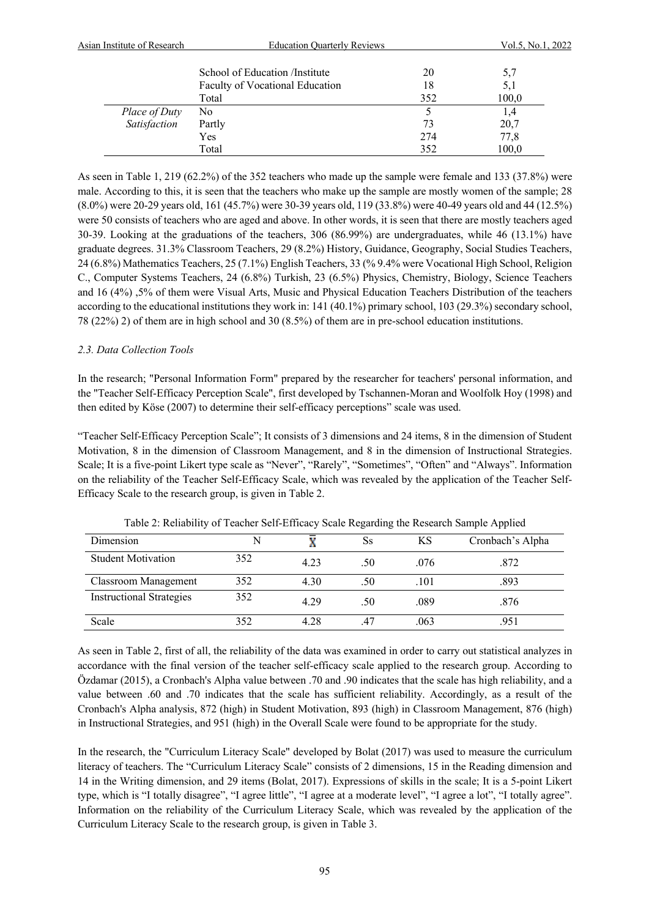| | | | |
|---|---|---|---|
| | School of Education /Institute | 20 | 5,7 |
| | Faculty of Vocational Education | 18 | 5,1 |
| | Total | 352 | 100,0 |
| *Place of Duty Satisfaction* | No | 5 | 1,4 |
| | Partly | 73 | 20,7 |
| | Yes | 274 | 77,8 |
| | Total | 352 | 100,0 |

As seen in Table 1, 219 (62.2%) of the 352 teachers who made up the sample were female and 133 (37.8%) were male. According to this, it is seen that the teachers who make up the sample are mostly women of the sample; 28 (8.0%) were 20-29 years old, 161 (45.7%) were 30-39 years old, 119 (33.8%) were 40-49 years old and 44 (12.5%) were 50 consists of teachers who are aged and above. In other words, it is seen that there are mostly teachers aged 30-39. Looking at the graduations of the teachers, 306 (86.99%) are undergraduates, while 46 (13.1%) have graduate degrees. 31.3% Classroom Teachers, 29 (8.2%) History, Guidance, Geography, Social Studies Teachers, 24 (6.8%) Mathematics Teachers, 25 (7.1%) English Teachers, 33 (% 9.4% were Vocational High School, Religion C., Computer Systems Teachers, 24 (6.8%) Turkish, 23 (6.5%) Physics, Chemistry, Biology, Science Teachers and 16 (4%) ,5% of them were Visual Arts, Music and Physical Education Teachers Distribution of the teachers according to the educational institutions they work in: 141 (40.1%) primary school, 103 (29.3%) secondary school, 78 (22%) 2) of them are in high school and 30 (8.5%) of them are in pre-school education institutions.

### *2.3. Data Collection Tools*

In the research; "Personal Information Form" prepared by the researcher for teachers' personal information, and the "Teacher Self-Efficacy Perception Scale", first developed by Tschannen-Moran and Woolfolk Hoy (1998) and then edited by Köse (2007) to determine their self-efficacy perceptions" scale was used.

"Teacher Self-Efficacy Perception Scale"; It consists of 3 dimensions and 24 items, 8 in the dimension of Student Motivation, 8 in the dimension of Classroom Management, and 8 in the dimension of Instructional Strategies. Scale; It is a five-point Likert type scale as "Never", "Rarely", "Sometimes", "Often" and "Always". Information on the reliability of the Teacher Self-Efficacy Scale, which was revealed by the application of the Teacher Self-Efficacy Scale to the research group, is given in Table 2.

Table 2: Reliability of Teacher Self-Efficacy Scale Regarding the Research Sample Applied

| Dimension | N | $\bar{X}$ | Ss | KS | Cronbach's Alpha |
|---|---|---|---|---|---|
| Student Motivation | 352 | 4.23 | .50 | .076 | .872 |
| Classroom Management | 352 | 4.30 | .50 | .101 | .893 |
| Instructional Strategies | 352 | 4.29 | .50 | .089 | .876 |
| Scale | 352 | 4.28 | .47 | .063 | .951 |

As seen in Table 2, first of all, the reliability of the data was examined in order to carry out statistical analyzes in accordance with the final version of the teacher self-efficacy scale applied to the research group. According to Özdamar (2015), a Cronbach's Alpha value between .70 and .90 indicates that the scale has high reliability, and a value between .60 and .70 indicates that the scale has sufficient reliability. Accordingly, as a result of the Cronbach's Alpha analysis, 872 (high) in Student Motivation, 893 (high) in Classroom Management, 876 (high) in Instructional Strategies, and 951 (high) in the Overall Scale were found to be appropriate for the study.

In the research, the "Curriculum Literacy Scale" developed by Bolat (2017) was used to measure the curriculum literacy of teachers. The "Curriculum Literacy Scale" consists of 2 dimensions, 15 in the Reading dimension and 14 in the Writing dimension, and 29 items (Bolat, 2017). Expressions of skills in the scale; It is a 5-point Likert type, which is "I totally disagree", "I agree little", "I agree at a moderate level", "I agree a lot", "I totally agree". Information on the reliability of the Curriculum Literacy Scale, which was revealed by the application of the Curriculum Literacy Scale to the research group, is given in Table 3.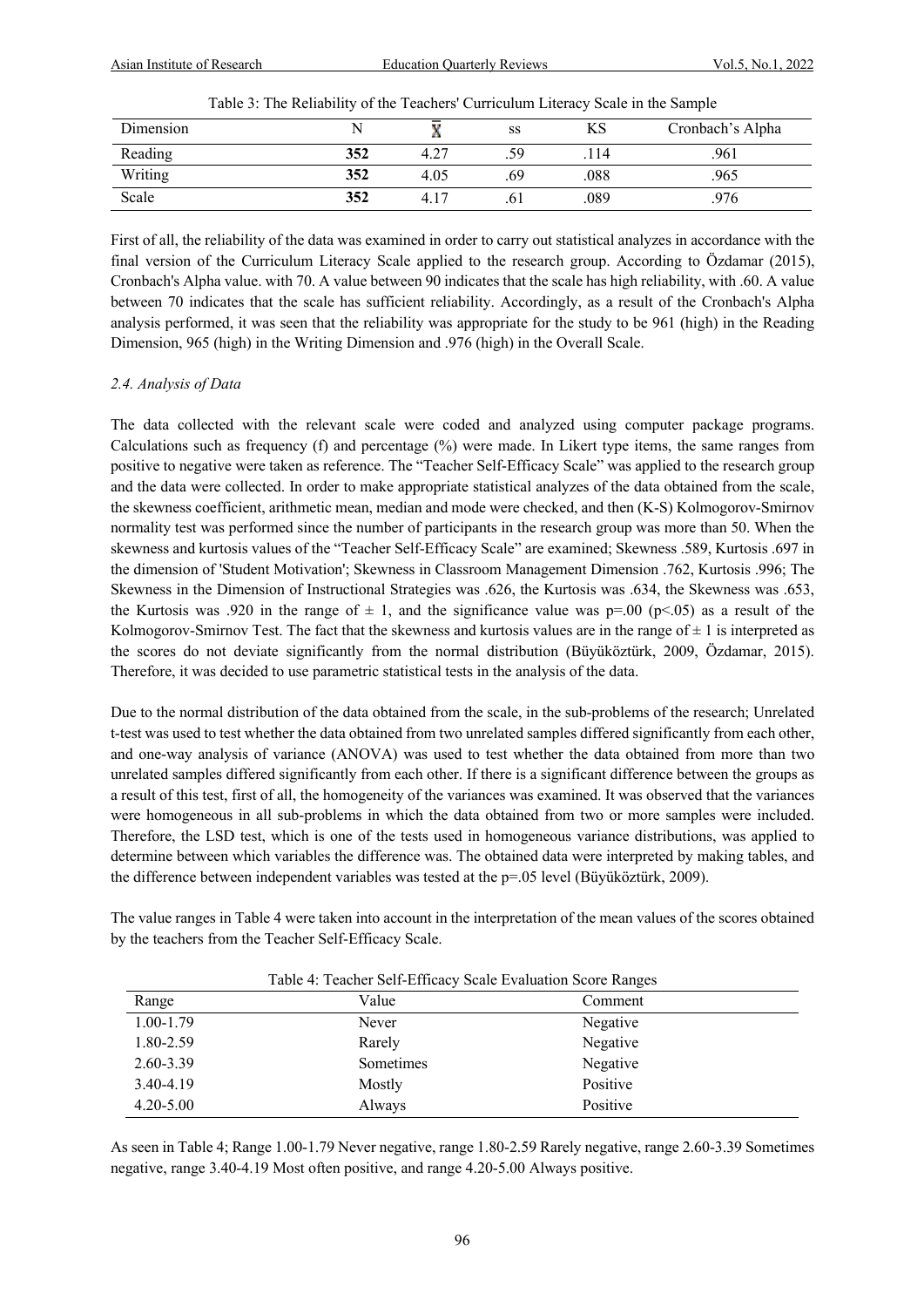Table 3: The Reliability of the Teachers' Curriculum Literacy Scale in the Sample

| Dimension | N | $\bar{X}$ | ss | KS | Cronbach's Alpha |
|---|---|---|---|---|---|
| Reading | **352** | 4.27 | .59 | .114 | .961 |
| Writing | **352** | 4.05 | .69 | .088 | .965 |
| Scale | **352** | 4.17 | .61 | .089 | .976 |

First of all, the reliability of the data was examined in order to carry out statistical analyzes in accordance with the final version of the Curriculum Literacy Scale applied to the research group. According to Özdamar (2015), Cronbach's Alpha value. with 70. A value between 90 indicates that the scale has high reliability, with .60. A value between 70 indicates that the scale has sufficient reliability. Accordingly, as a result of the Cronbach's Alpha analysis performed, it was seen that the reliability was appropriate for the study to be 961 (high) in the Reading Dimension, 965 (high) in the Writing Dimension and .976 (high) in the Overall Scale.

### *2.4. Analysis of Data*

The data collected with the relevant scale were coded and analyzed using computer package programs. Calculations such as frequency (f) and percentage (%) were made. In Likert type items, the same ranges from positive to negative were taken as reference. The "Teacher Self-Efficacy Scale" was applied to the research group and the data were collected. In order to make appropriate statistical analyzes of the data obtained from the scale, the skewness coefficient, arithmetic mean, median and mode were checked, and then (K-S) Kolmogorov-Smirnov normality test was performed since the number of participants in the research group was more than 50. When the skewness and kurtosis values of the "Teacher Self-Efficacy Scale" are examined; Skewness .589, Kurtosis .697 in the dimension of 'Student Motivation'; Skewness in Classroom Management Dimension .762, Kurtosis .996; The Skewness in the Dimension of Instructional Strategies was .626, the Kurtosis was .634, the Skewness was .653, the Kurtosis was .920 in the range of $\pm$ 1, and the significance value was p=.00 ($p<.05$) as a result of the Kolmogorov-Smirnov Test. The fact that the skewness and kurtosis values are in the range of $\pm$ 1 is interpreted as the scores do not deviate significantly from the normal distribution (Büyüköztürk, 2009, Özdamar, 2015). Therefore, it was decided to use parametric statistical tests in the analysis of the data.

Due to the normal distribution of the data obtained from the scale, in the sub-problems of the research; Unrelated t-test was used to test whether the data obtained from two unrelated samples differed significantly from each other, and one-way analysis of variance (ANOVA) was used to test whether the data obtained from more than two unrelated samples differed significantly from each other. If there is a significant difference between the groups as a result of this test, first of all, the homogeneity of the variances was examined. It was observed that the variances were homogeneous in all sub-problems in which the data obtained from two or more samples were included. Therefore, the LSD test, which is one of the tests used in homogeneous variance distributions, was applied to determine between which variables the difference was. The obtained data were interpreted by making tables, and the difference between independent variables was tested at the p=.05 level (Büyüköztürk, 2009).

The value ranges in Table 4 were taken into account in the interpretation of the mean values of the scores obtained by the teachers from the Teacher Self-Efficacy Scale.

Table 4: Teacher Self-Efficacy Scale Evaluation Score Ranges

| Range | Value | Comment |
|---|---|---|
| 1.00-1.79 | Never | Negative |
| 1.80-2.59 | Rarely | Negative |
| 2.60-3.39 | Sometimes | Negative |
| 3.40-4.19 | Mostly | Positive |
| 4.20-5.00 | Always | Positive |

As seen in Table 4; Range 1.00-1.79 Never negative, range 1.80-2.59 Rarely negative, range 2.60-3.39 Sometimes negative, range 3.40-4.19 Most often positive, and range 4.20-5.00 Always positive.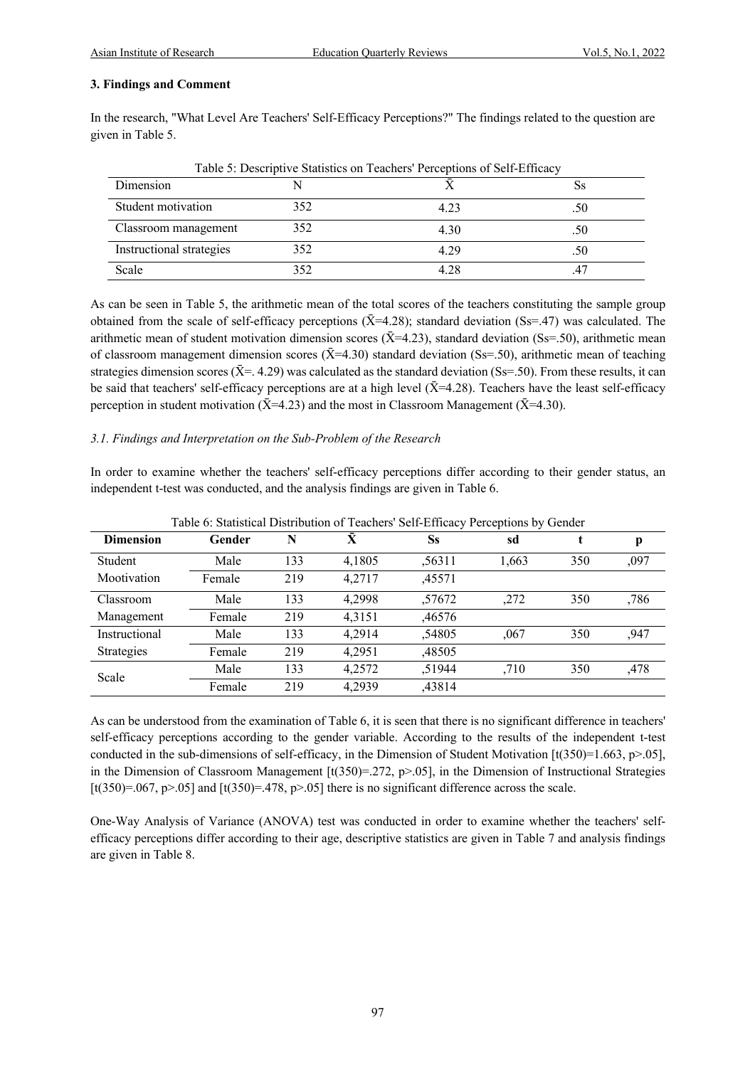### 3. Findings and Comment

In the research, "What Level Are Teachers' Self-Efficacy Perceptions?" The findings related to the question are given in Table 5.

Table 5: Descriptive Statistics on Teachers' Perceptions of Self-Efficacy

| Dimension | N | X̄ | Ss |
|---|---|---|---|
| Student motivation | 352 | 4.23 | .50 |
| Classroom management | 352 | 4.30 | .50 |
| Instructional strategies | 352 | 4.29 | .50 |
| Scale | 352 | 4.28 | .47 |

As can be seen in Table 5, the arithmetic mean of the total scores of the teachers constituting the sample group obtained from the scale of self-efficacy perceptions (X̄=4.28); standard deviation (Ss=.47) was calculated. The arithmetic mean of student motivation dimension scores (X̄=4.23), standard deviation (Ss=.50), arithmetic mean of classroom management dimension scores (X̄=4.30) standard deviation (Ss=.50), arithmetic mean of teaching strategies dimension scores (X̄=. 4.29) was calculated as the standard deviation (Ss=.50). From these results, it can be said that teachers' self-efficacy perceptions are at a high level (X̄=4.28). Teachers have the least self-efficacy perception in student motivation (X̄=4.23) and the most in Classroom Management (X̄=4.30).

*3.1. Findings and Interpretation on the Sub-Problem of the Research*

In order to examine whether the teachers' self-efficacy perceptions differ according to their gender status, an independent t-test was conducted, and the analysis findings are given in Table 6.

Table 6: Statistical Distribution of Teachers' Self-Efficacy Perceptions by Gender

| **Dimension** | **Gender** | **N** | **X̄** | **Ss** | **sd** | **t** | **p** |
|---|---|---|---|---|---|---|---|
| Student Mootivation | Male | 133 | 4,1805 | ,56311 | 1,663 | 350 | ,097 |
| | Female | 219 | 4,2717 | ,45571 | | | |
| Classroom Management | Male | 133 | 4,2998 | ,57672 | ,272 | 350 | ,786 |
| | Female | 219 | 4,3151 | ,46576 | | | |
| Instructional Strategies | Male | 133 | 4,2914 | ,54805 | ,067 | 350 | ,947 |
| | Female | 219 | 4,2951 | ,48505 | | | |
| Scale | Male | 133 | 4,2572 | ,51944 | ,710 | 350 | ,478 |
| | Female | 219 | 4,2939 | ,43814 | | | |

As can be understood from the examination of Table 6, it is seen that there is no significant difference in teachers' self-efficacy perceptions according to the gender variable. According to the results of the independent t-test conducted in the sub-dimensions of self-efficacy, in the Dimension of Student Motivation [$t(350)=1.663$, $p>.05$], in the Dimension of Classroom Management [$t(350)=.272$, $p>.05$], in the Dimension of Instructional Strategies [$t(350)=.067$, $p>.05$] and [$t(350)=.478$, $p>.05$] there is no significant difference across the scale.

One-Way Analysis of Variance (ANOVA) test was conducted in order to examine whether the teachers' self-efficacy perceptions differ according to their age, descriptive statistics are given in Table 7 and analysis findings are given in Table 8.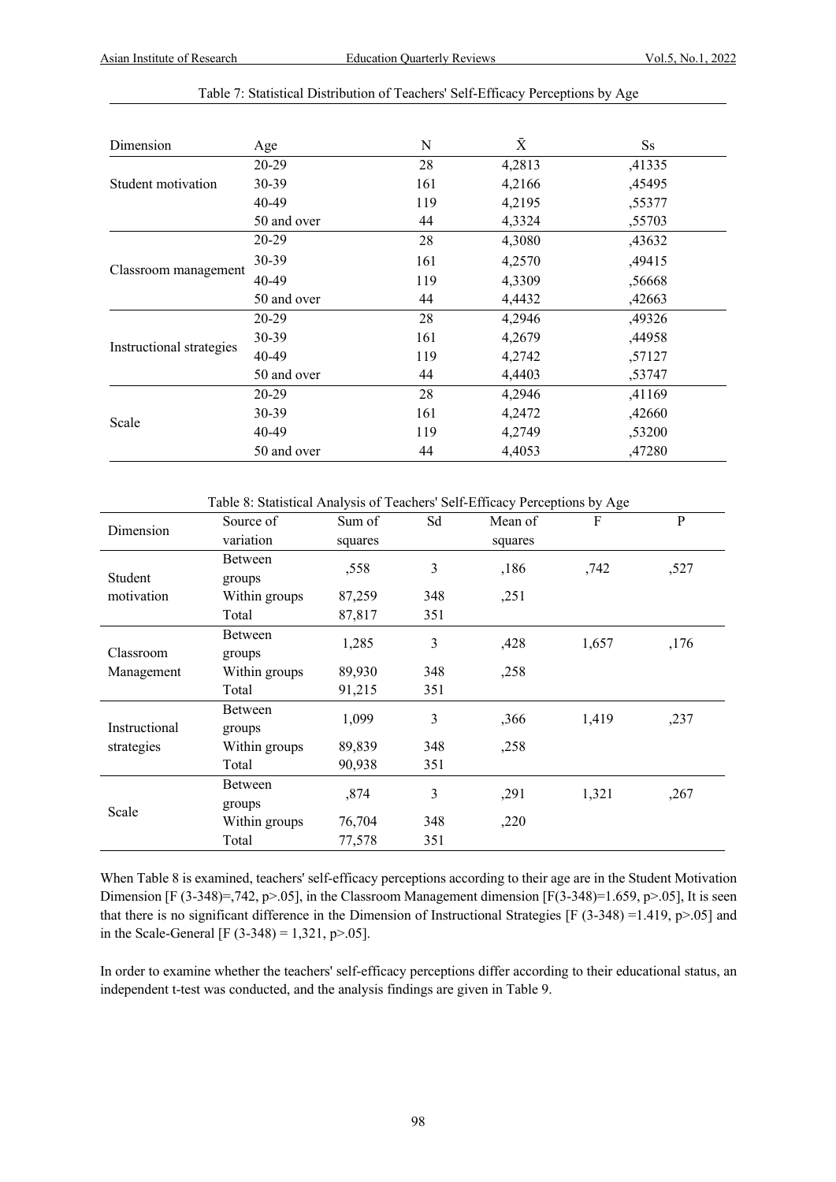Table 7: Statistical Distribution of Teachers' Self-Efficacy Perceptions by Age

| Dimension | Age | N | X̄ | Ss |
|---|---|---|---|---|
| Student motivation | 20-29 | 28 | 4,2813 | ,41335 |
| | 30-39 | 161 | 4,2166 | ,45495 |
| | 40-49 | 119 | 4,2195 | ,55377 |
| | 50 and over | 44 | 4,3324 | ,55703 |
| Classroom management | 20-29 | 28 | 4,3080 | ,43632 |
| | 30-39 | 161 | 4,2570 | ,49415 |
| | 40-49 | 119 | 4,3309 | ,56668 |
| | 50 and over | 44 | 4,4432 | ,42663 |
| Instructional strategies | 20-29 | 28 | 4,2946 | ,49326 |
| | 30-39 | 161 | 4,2679 | ,44958 |
| | 40-49 | 119 | 4,2742 | ,57127 |
| | 50 and over | 44 | 4,4403 | ,53747 |
| Scale | 20-29 | 28 | 4,2946 | ,41169 |
| | 30-39 | 161 | 4,2472 | ,42660 |
| | 40-49 | 119 | 4,2749 | ,53200 |
| | 50 and over | 44 | 4,4053 | ,47280 |

Table 8: Statistical Analysis of Teachers' Self-Efficacy Perceptions by Age

| Dimension | Source of variation | Sum of squares | Sd | Mean of squares | F | P |
|---|---|---|---|---|---|---|
| Student motivation | Between groups | ,558 | 3 | ,186 | ,742 | ,527 |
| | Within groups | 87,259 | 348 | ,251 | | |
| | Total | 87,817 | 351 | | | |
| Classroom Management | Between groups | 1,285 | 3 | ,428 | 1,657 | ,176 |
| | Within groups | 89,930 | 348 | ,258 | | |
| | Total | 91,215 | 351 | | | |
| Instructional strategies | Between groups | 1,099 | 3 | ,366 | 1,419 | ,237 |
| | Within groups | 89,839 | 348 | ,258 | | |
| | Total | 90,938 | 351 | | | |
| Scale | Between groups | ,874 | 3 | ,291 | 1,321 | ,267 |
| | Within groups | 76,704 | 348 | ,220 | | |
| | Total | 77,578 | 351 | | | |

When Table 8 is examined, teachers' self-efficacy perceptions according to their age are in the Student Motivation Dimension [F (3-348)=,742, p>.05], in the Classroom Management dimension [F(3-348)=1.659, p>.05], It is seen that there is no significant difference in the Dimension of Instructional Strategies [F (3-348) =1.419, p>.05] and in the Scale-General [F (3-348) = 1,321, p>.05].

In order to examine whether the teachers' self-efficacy perceptions differ according to their educational status, an independent t-test was conducted, and the analysis findings are given in Table 9.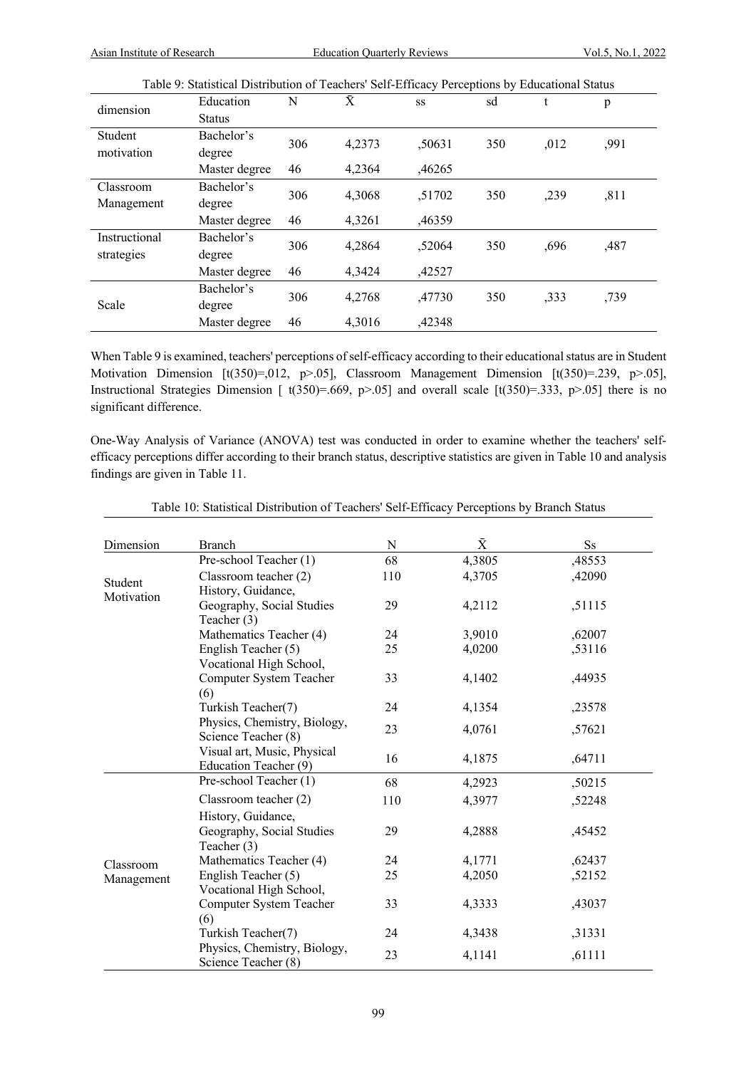Table 9: Statistical Distribution of Teachers' Self-Efficacy Perceptions by Educational Status

| dimension | Education Status | N | X̄ | ss | sd | t | p |
|---|---|---|---|---|---|---|---|
| Student motivation | Bachelor's degree | 306 | 4,2373 | ,50631 | 350 | ,012 | ,991 |
| | Master degree | 46 | 4,2364 | ,46265 | | | |
| Classroom Management | Bachelor's degree | 306 | 4,3068 | ,51702 | 350 | ,239 | ,811 |
| | Master degree | 46 | 4,3261 | ,46359 | | | |
| Instructional strategies | Bachelor's degree | 306 | 4,2864 | ,52064 | 350 | ,696 | ,487 |
| | Master degree | 46 | 4,3424 | ,42527 | | | |
| Scale | Bachelor's degree | 306 | 4,2768 | ,47730 | 350 | ,333 | ,739 |
| | Master degree | 46 | 4,3016 | ,42348 | | | |

When Table 9 is examined, teachers' perceptions of self-efficacy according to their educational status are in Student Motivation Dimension [t(350)=,012, p>.05], Classroom Management Dimension [t(350)=.239, p>.05], Instructional Strategies Dimension [ t(350)=.669, p>.05] and overall scale [t(350)=.333, p>.05] there is no significant difference.

One-Way Analysis of Variance (ANOVA) test was conducted in order to examine whether the teachers' self-efficacy perceptions differ according to their branch status, descriptive statistics are given in Table 10 and analysis findings are given in Table 11.

Table 10: Statistical Distribution of Teachers' Self-Efficacy Perceptions by Branch Status

| Dimension | Branch | N | X̄ | Ss |
|---|---|---|---|---|
| Student Motivation | Pre-school Teacher (1) | 68 | 4,3805 | ,48553 |
| | Classroom teacher (2) | 110 | 4,3705 | ,42090 |
| | History, Guidance, Geography, Social Studies Teacher (3) | 29 | 4,2112 | ,51115 |
| | Mathematics Teacher (4) | 24 | 3,9010 | ,62007 |
| | English Teacher (5) | 25 | 4,0200 | ,53116 |
| | Vocational High School, Computer System Teacher (6) | 33 | 4,1402 | ,44935 |
| | Turkish Teacher(7) | 24 | 4,1354 | ,23578 |
| | Physics, Chemistry, Biology, Science Teacher (8) | 23 | 4,0761 | ,57621 |
| | Visual art, Music, Physical Education Teacher (9) | 16 | 4,1875 | ,64711 |
| Classroom Management | Pre-school Teacher (1) | 68 | 4,2923 | ,50215 |
| | Classroom teacher (2) | 110 | 4,3977 | ,52248 |
| | History, Guidance, Geography, Social Studies Teacher (3) | 29 | 4,2888 | ,45452 |
| | Mathematics Teacher (4) | 24 | 4,1771 | ,62437 |
| | English Teacher (5) | 25 | 4,2050 | ,52152 |
| | Vocational High School, Computer System Teacher (6) | 33 | 4,3333 | ,43037 |
| | Turkish Teacher(7) | 24 | 4,3438 | ,31331 |
| | Physics, Chemistry, Biology, Science Teacher (8) | 23 | 4,1141 | ,61111 |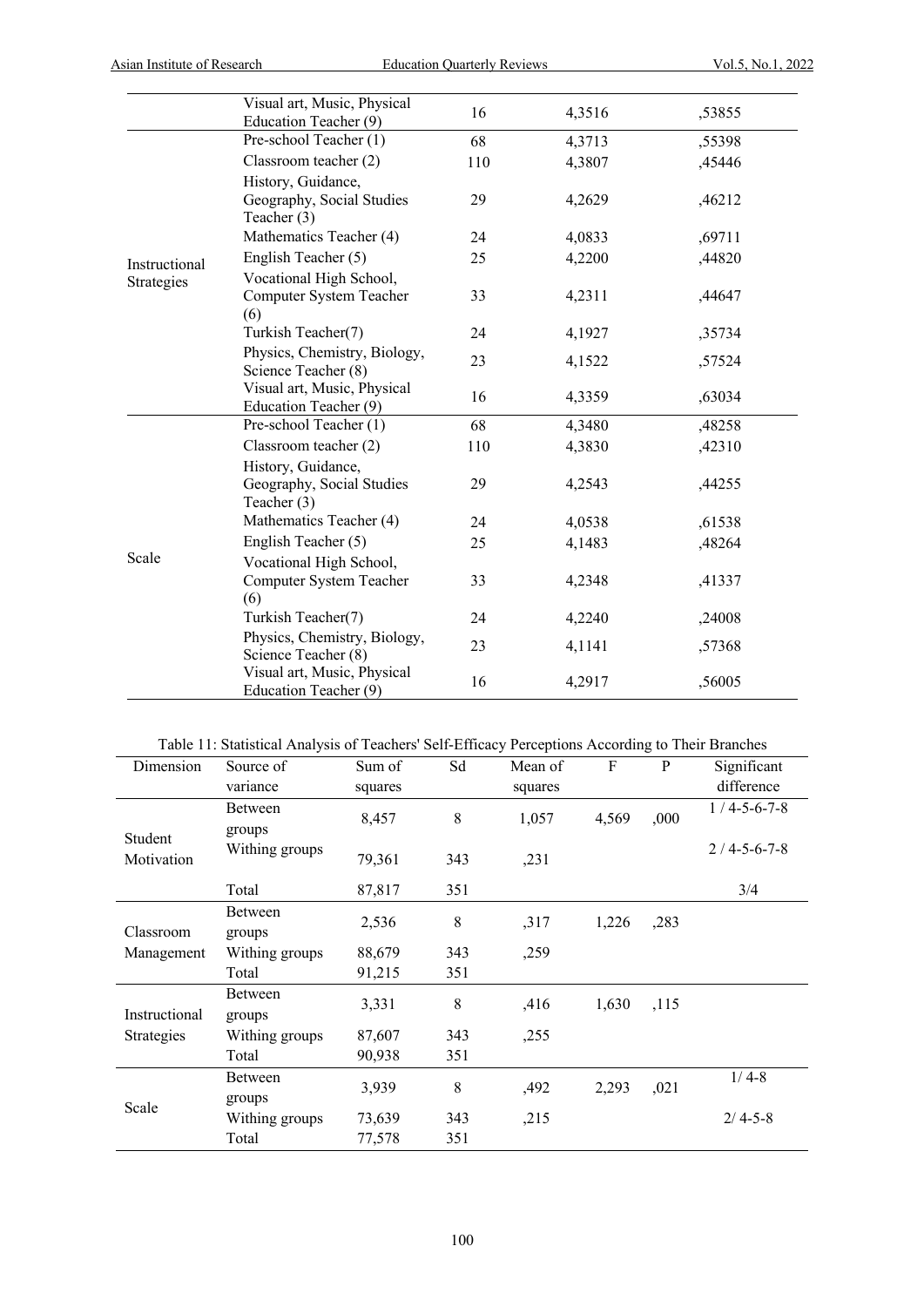| | | | | |
|---|---|---|---|---|
| | Visual art, Music, Physical Education Teacher (9) | 16 | 4,3516 | ,53855 |
| Instructional Strategies | Pre-school Teacher (1) | 68 | 4,3713 | ,55398 |
| | Classroom teacher (2) | 110 | 4,3807 | ,45446 |
| | History, Guidance, Geography, Social Studies Teacher (3) | 29 | 4,2629 | ,46212 |
| | Mathematics Teacher (4) | 24 | 4,0833 | ,69711 |
| | English Teacher (5) | 25 | 4,2200 | ,44820 |
| | Vocational High School, Computer System Teacher (6) | 33 | 4,2311 | ,44647 |
| | Turkish Teacher(7) | 24 | 4,1927 | ,35734 |
| | Physics, Chemistry, Biology, Science Teacher (8) | 23 | 4,1522 | ,57524 |
| | Visual art, Music, Physical Education Teacher (9) | 16 | 4,3359 | ,63034 |
| Scale | Pre-school Teacher (1) | 68 | 4,3480 | ,48258 |
| | Classroom teacher (2) | 110 | 4,3830 | ,42310 |
| | History, Guidance, Geography, Social Studies Teacher (3) | 29 | 4,2543 | ,44255 |
| | Mathematics Teacher (4) | 24 | 4,0538 | ,61538 |
| | English Teacher (5) | 25 | 4,1483 | ,48264 |
| | Vocational High School, Computer System Teacher (6) | 33 | 4,2348 | ,41337 |
| | Turkish Teacher(7) | 24 | 4,2240 | ,24008 |
| | Physics, Chemistry, Biology, Science Teacher (8) | 23 | 4,1141 | ,57368 |
| | Visual art, Music, Physical Education Teacher (9) | 16 | 4,2917 | ,56005 |

Table 11: Statistical Analysis of Teachers' Self-Efficacy Perceptions According to Their Branches

| Dimension | Source of variance | Sum of squares | Sd | Mean of squares | F | P | Significant difference |
|---|---|---|---|---|---|---|---|
| Student Motivation | Between groups | 8,457 | 8 | 1,057 | 4,569 | ,000 | 1 / 4-5-6-7-8 |
| | Withing groups | 79,361 | 343 | ,231 | | | 2 / 4-5-6-7-8 |
| | Total | 87,817 | 351 | | | | 3/4 |
| Classroom Management | Between groups | 2,536 | 8 | ,317 | 1,226 | ,283 | |
| | Withing groups | 88,679 | 343 | ,259 | | | |
| | Total | 91,215 | 351 | | | | |
| Instructional Strategies | Between groups | 3,331 | 8 | ,416 | 1,630 | ,115 | |
| | Withing groups | 87,607 | 343 | ,255 | | | |
| | Total | 90,938 | 351 | | | | |
| Scale | Between groups | 3,939 | 8 | ,492 | 2,293 | ,021 | 1/ 4-8 |
| | Withing groups | 73,639 | 343 | ,215 | | | 2/ 4-5-8 |
| | Total | 77,578 | 351 | | | | |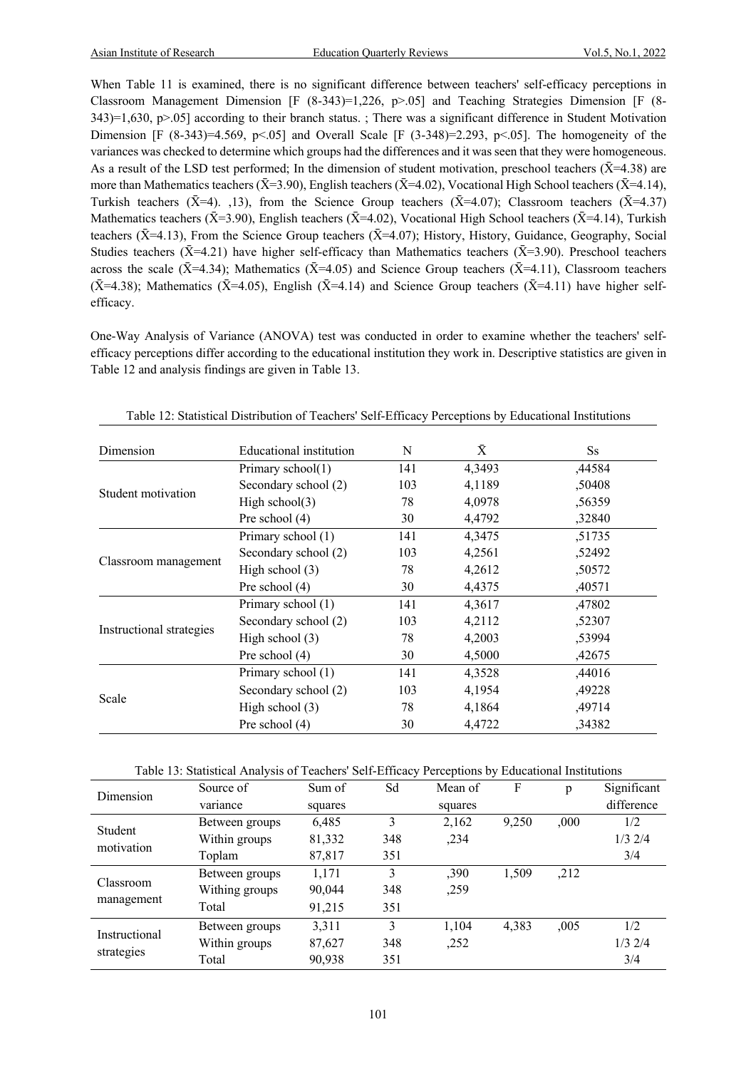When Table 11 is examined, there is no significant difference between teachers' self-efficacy perceptions in Classroom Management Dimension [$F$ (8-343)=1,226, $p>.05$] and Teaching Strategies Dimension [$F$ (8-343)=1,630, $p>.05$] according to their branch status. ; There was a significant difference in Student Motivation Dimension [$F$ (8-343)=4.569, $p<.05$] and Overall Scale [$F$ (3-348)=2.293, $p<.05$]. The homogeneity of the variances was checked to determine which groups had the differences and it was seen that they were homogeneous. As a result of the LSD test performed; In the dimension of student motivation, preschool teachers ($\bar{X}$=4.38) are more than Mathematics teachers ($\bar{X}$=3.90), English teachers ($\bar{X}$=4.02), Vocational High School teachers ($\bar{X}$=4.14), Turkish teachers ($\bar{X}$=4). ,13), from the Science Group teachers ($\bar{X}$=4.07); Classroom teachers ($\bar{X}$=4.37) Mathematics teachers ($\bar{X}$=3.90), English teachers ($\bar{X}$=4.02), Vocational High School teachers ($\bar{X}$=4.14), Turkish teachers ($\bar{X}$=4.13), From the Science Group teachers ($\bar{X}$=4.07); History, History, Guidance, Geography, Social Studies teachers ($\bar{X}$=4.21) have higher self-efficacy than Mathematics teachers ($\bar{X}$=3.90). Preschool teachers across the scale ($\bar{X}$=4.34); Mathematics ($\bar{X}$=4.05) and Science Group teachers ($\bar{X}$=4.11), Classroom teachers ($\bar{X}$=4.38); Mathematics ($\bar{X}$=4.05), English ($\bar{X}$=4.14) and Science Group teachers ($\bar{X}$=4.11) have higher self-efficacy.

One-Way Analysis of Variance (ANOVA) test was conducted in order to examine whether the teachers' self-efficacy perceptions differ according to the educational institution they work in. Descriptive statistics are given in Table 12 and analysis findings are given in Table 13.

Table 12: Statistical Distribution of Teachers' Self-Efficacy Perceptions by Educational Institutions

| Dimension | Educational institution | N | $\bar{X}$ | Ss |
|---|---|---|---|---|
| Student motivation | Primary school(1) | 141 | 4,3493 | ,44584 |
| | Secondary school (2) | 103 | 4,1189 | ,50408 |
| | High school(3) | 78 | 4,0978 | ,56359 |
| | Pre school (4) | 30 | 4,4792 | ,32840 |
| Classroom management | Primary school (1) | 141 | 4,3475 | ,51735 |
| | Secondary school (2) | 103 | 4,2561 | ,52492 |
| | High school (3) | 78 | 4,2612 | ,50572 |
| | Pre school (4) | 30 | 4,4375 | ,40571 |
| Instructional strategies | Primary school (1) | 141 | 4,3617 | ,47802 |
| | Secondary school (2) | 103 | 4,2112 | ,52307 |
| | High school (3) | 78 | 4,2003 | ,53994 |
| | Pre school (4) | 30 | 4,5000 | ,42675 |
| Scale | Primary school (1) | 141 | 4,3528 | ,44016 |
| | Secondary school (2) | 103 | 4,1954 | ,49228 |
| | High school (3) | 78 | 4,1864 | ,49714 |
| | Pre school (4) | 30 | 4,4722 | ,34382 |

Table 13: Statistical Analysis of Teachers' Self-Efficacy Perceptions by Educational Institutions

| Dimension | Source of variance | Sum of squares | Sd | Mean of squares | F | p | Significant difference |
|---|---|---|---|---|---|---|---|
| Student motivation | Between groups | 6,485 | 3 | 2,162 | 9,250 | ,000 | 1/2 |
| | Within groups | 81,332 | 348 | ,234 | | | 1/3 2/4 |
| | Toplam | 87,817 | 351 | | | | 3/4 |
| Classroom management | Between groups | 1,171 | 3 | ,390 | 1,509 | ,212 | |
| | Withing groups | 90,044 | 348 | ,259 | | | |
| | Total | 91,215 | 351 | | | | |
| Instructional strategies | Between groups | 3,311 | 3 | 1,104 | 4,383 | ,005 | 1/2 |
| | Within groups | 87,627 | 348 | ,252 | | | 1/3 2/4 |
| | Total | 90,938 | 351 | | | | 3/4 |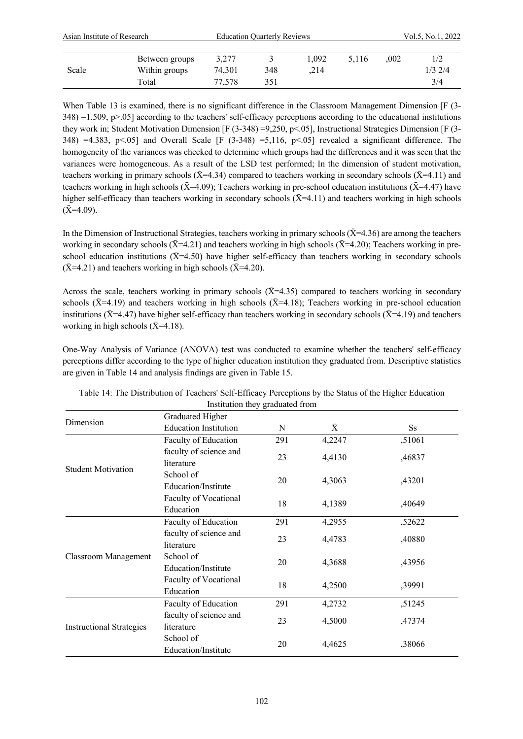| | | | | | | | |
|---|---|---|---|---|---|---|---|
| Scale | Between groups | 3,277 | 3 | 1,092 | 5,116 | ,002 | 1/2 |
| | Within groups | 74,301 | 348 | ,214 | | | 1/3 2/4 |
| | Total | 77,578 | 351 | | | | 3/4 |

When Table 13 is examined, there is no significant difference in the Classroom Management Dimension [F (3-348) =1.509, p>.05] according to the teachers' self-efficacy perceptions according to the educational institutions they work in; Student Motivation Dimension [F (3-348) =9,250, p<.05], Instructional Strategies Dimension [F (3-348) =4.383, p<.05] and Overall Scale [F (3-348) =5,116, p<.05] revealed a significant difference. The homogeneity of the variances was checked to determine which groups had the differences and it was seen that the variances were homogeneous. As a result of the LSD test performed; In the dimension of student motivation, teachers working in primary schools ($\bar{X}$=4.34) compared to teachers working in secondary schools ($\bar{X}$=4.11) and teachers working in high schools ($\bar{X}$=4.09); Teachers working in pre-school education institutions ($\bar{X}$=4.47) have higher self-efficacy than teachers working in secondary schools ($\bar{X}$=4.11) and teachers working in high schools ($\bar{X}$=4.09).

In the Dimension of Instructional Strategies, teachers working in primary schools ($\bar{X}$=4.36) are among the teachers working in secondary schools ($\bar{X}$=4.21) and teachers working in high schools ($\bar{X}$=4.20); Teachers working in pre-school education institutions ($\bar{X}$=4.50) have higher self-efficacy than teachers working in secondary schools ($\bar{X}$=4.21) and teachers working in high schools ($\bar{X}$=4.20).

Across the scale, teachers working in primary schools ($\bar{X}$=4.35) compared to teachers working in secondary schools ($\bar{X}$=4.19) and teachers working in high schools ($\bar{X}$=4.18); Teachers working in pre-school education institutions ($\bar{X}$=4.47) have higher self-efficacy than teachers working in secondary schools ($\bar{X}$=4.19) and teachers working in high schools ($\bar{X}$=4.18).

One-Way Analysis of Variance (ANOVA) test was conducted to examine whether the teachers' self-efficacy perceptions differ according to the type of higher education institution they graduated from. Descriptive statistics are given in Table 14 and analysis findings are given in Table 15.

Table 14: The Distribution of Teachers' Self-Efficacy Perceptions by the Status of the Higher Education Institution they graduated from

| Dimension | Graduated Higher Education Institution | N | $\bar{X}$ | Ss |
|---|---|---|---|---|
| Student Motivation | Faculty of Education | 291 | 4,2247 | ,51061 |
| | faculty of science and literature | 23 | 4,4130 | ,46837 |
| | School of Education/Institute | 20 | 4,3063 | ,43201 |
| | Faculty of Vocational Education | 18 | 4,1389 | ,40649 |
| Classroom Management | Faculty of Education | 291 | 4,2955 | ,52622 |
| | faculty of science and literature | 23 | 4,4783 | ,40880 |
| | School of Education/Institute | 20 | 4,3688 | ,43956 |
| | Faculty of Vocational Education | 18 | 4,2500 | ,39991 |
| Instructional Strategies | Faculty of Education | 291 | 4,2732 | ,51245 |
| | faculty of science and literature | 23 | 4,5000 | ,47374 |
| | School of Education/Institute | 20 | 4,4625 | ,38066 |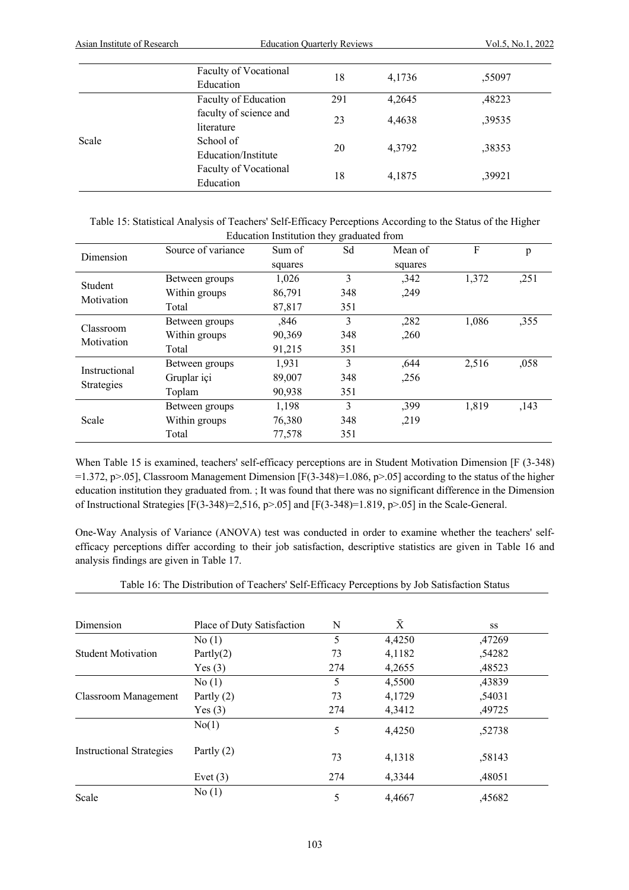| | Faculty of Vocational Education | 18 | 4,1736 | ,55097 |
|---|---|---|---|---|
| Scale | Faculty of Education | 291 | 4,2645 | ,48223 |
| | faculty of science and literature | 23 | 4,4638 | ,39535 |
| | School of Education/Institute | 20 | 4,3792 | ,38353 |
| | Faculty of Vocational Education | 18 | 4,1875 | ,39921 |

Table 15: Statistical Analysis of Teachers' Self-Efficacy Perceptions According to the Status of the Higher Education Institution they graduated from

| Dimension | Source of variance | Sum of squares | Sd | Mean of squares | F | p |
|---|---|---|---|---|---|---|
| Student Motivation | Between groups | 1,026 | 3 | ,342 | 1,372 | ,251 |
| | Within groups | 86,791 | 348 | ,249 | | |
| | Total | 87,817 | 351 | | | |
| Classroom Motivation | Between groups | ,846 | 3 | ,282 | 1,086 | ,355 |
| | Within groups | 90,369 | 348 | ,260 | | |
| | Total | 91,215 | 351 | | | |
| Instructional Strategies | Between groups | 1,931 | 3 | ,644 | 2,516 | ,058 |
| | Gruplar içi | 89,007 | 348 | ,256 | | |
| | Toplam | 90,938 | 351 | | | |
| Scale | Between groups | 1,198 | 3 | ,399 | 1,819 | ,143 |
| | Within groups | 76,380 | 348 | ,219 | | |
| | Total | 77,578 | 351 | | | |

When Table 15 is examined, teachers' self-efficacy perceptions are in Student Motivation Dimension [F (3-348) =1.372, p>.05], Classroom Management Dimension [F(3-348)=1.086, p>.05] according to the status of the higher education institution they graduated from. ; It was found that there was no significant difference in the Dimension of Instructional Strategies [F(3-348)=2,516, p>.05] and [F(3-348)=1.819, p>.05] in the Scale-General.

One-Way Analysis of Variance (ANOVA) test was conducted in order to examine whether the teachers' self-efficacy perceptions differ according to their job satisfaction, descriptive statistics are given in Table 16 and analysis findings are given in Table 17.

Table 16: The Distribution of Teachers' Self-Efficacy Perceptions by Job Satisfaction Status

| Dimension | Place of Duty Satisfaction | N | $\bar{X}$ | ss |
|---|---|---|---|---|
| Student Motivation | No (1) | 5 | 4,4250 | ,47269 |
| | Partly(2) | 73 | 4,1182 | ,54282 |
| | Yes (3) | 274 | 4,2655 | ,48523 |
| Classroom Management | No (1) | 5 | 4,5500 | ,43839 |
| | Partly (2) | 73 | 4,1729 | ,54031 |
| | Yes (3) | 274 | 4,3412 | ,49725 |
| Instructional Strategies | No(1) | 5 | 4,4250 | ,52738 |
| | Partly (2) | 73 | 4,1318 | ,58143 |
| | Evet (3) | 274 | 4,3344 | ,48051 |
| Scale | No (1) | 5 | 4,4667 | ,45682 |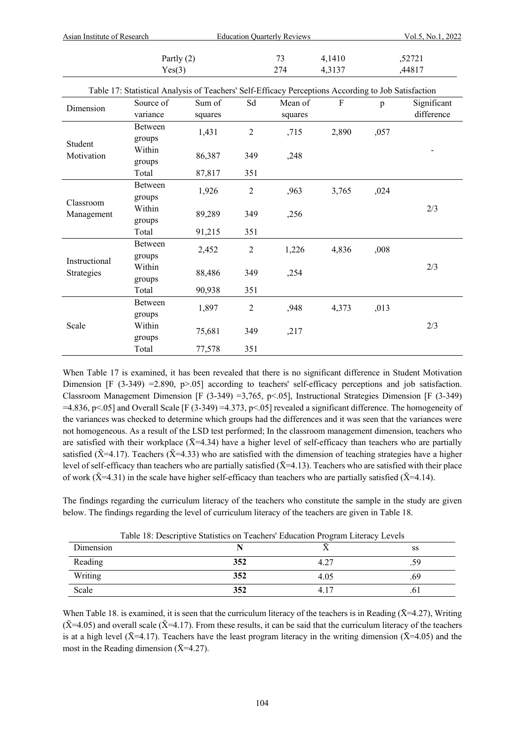| | | | |
|---|---|---|---|
| Partly (2) | 73 | 4,1410 | ,52721 |
| Yes(3) | 274 | 4,3137 | ,44817 |

Table 17: Statistical Analysis of Teachers' Self-Efficacy Perceptions According to Job Satisfaction

| Dimension | Source of variance | Sum of squares | Sd | Mean of squares | F | p | Significant difference |
|---|---|---|---|---|---|---|---|
| Student Motivation | Between groups | 1,431 | 2 | ,715 | 2,890 | ,057 | - |
| | Within groups | 86,387 | 349 | ,248 | | | |
| | Total | 87,817 | 351 | | | | |
| Classroom Management | Between groups | 1,926 | 2 | ,963 | 3,765 | ,024 | 2/3 |
| | Within groups | 89,289 | 349 | ,256 | | | |
| | Total | 91,215 | 351 | | | | |
| Instructional Strategies | Between groups | 2,452 | 2 | 1,226 | 4,836 | ,008 | 2/3 |
| | Within groups | 88,486 | 349 | ,254 | | | |
| | Total | 90,938 | 351 | | | | |
| Scale | Between groups | 1,897 | 2 | ,948 | 4,373 | ,013 | 2/3 |
| | Within groups | 75,681 | 349 | ,217 | | | |
| | Total | 77,578 | 351 | | | | |

When Table 17 is examined, it has been revealed that there is no significant difference in Student Motivation Dimension [F (3-349) =2.890, p>.05] according to teachers' self-efficacy perceptions and job satisfaction. Classroom Management Dimension [F (3-349) =3,765, p<.05], Instructional Strategies Dimension [F (3-349) =4.836, p<.05] and Overall Scale [F (3-349) =4.373, p<.05] revealed a significant difference. The homogeneity of the variances was checked to determine which groups had the differences and it was seen that the variances were not homogeneous. As a result of the LSD test performed; In the classroom management dimension, teachers who are satisfied with their workplace ($\bar{X}$=4.34) have a higher level of self-efficacy than teachers who are partially satisfied ($\bar{X}$=4.17). Teachers ($\bar{X}$=4.33) who are satisfied with the dimension of teaching strategies have a higher level of self-efficacy than teachers who are partially satisfied ($\bar{X}$=4.13). Teachers who are satisfied with their place of work ($\bar{X}$=4.31) in the scale have higher self-efficacy than teachers who are partially satisfied ($\bar{X}$=4.14).

The findings regarding the curriculum literacy of the teachers who constitute the sample in the study are given below. The findings regarding the level of curriculum literacy of the teachers are given in Table 18.

Table 18: Descriptive Statistics on Teachers' Education Program Literacy Levels

| Dimension | N | $\bar{X}$ | ss |
|---|---|---|---|
| Reading | **352** | 4.27 | .59 |
| Writing | **352** | 4.05 | .69 |
| Scale | **352** | 4.17 | .61 |

When Table 18. is examined, it is seen that the curriculum literacy of the teachers is in Reading ($\bar{X}$=4.27), Writing ($\bar{X}$=4.05) and overall scale ($\bar{X}$=4.17). From these results, it can be said that the curriculum literacy of the teachers is at a high level ($\bar{X}$=4.17). Teachers have the least program literacy in the writing dimension ($\bar{X}$=4.05) and the most in the Reading dimension ($\bar{X}$=4.27).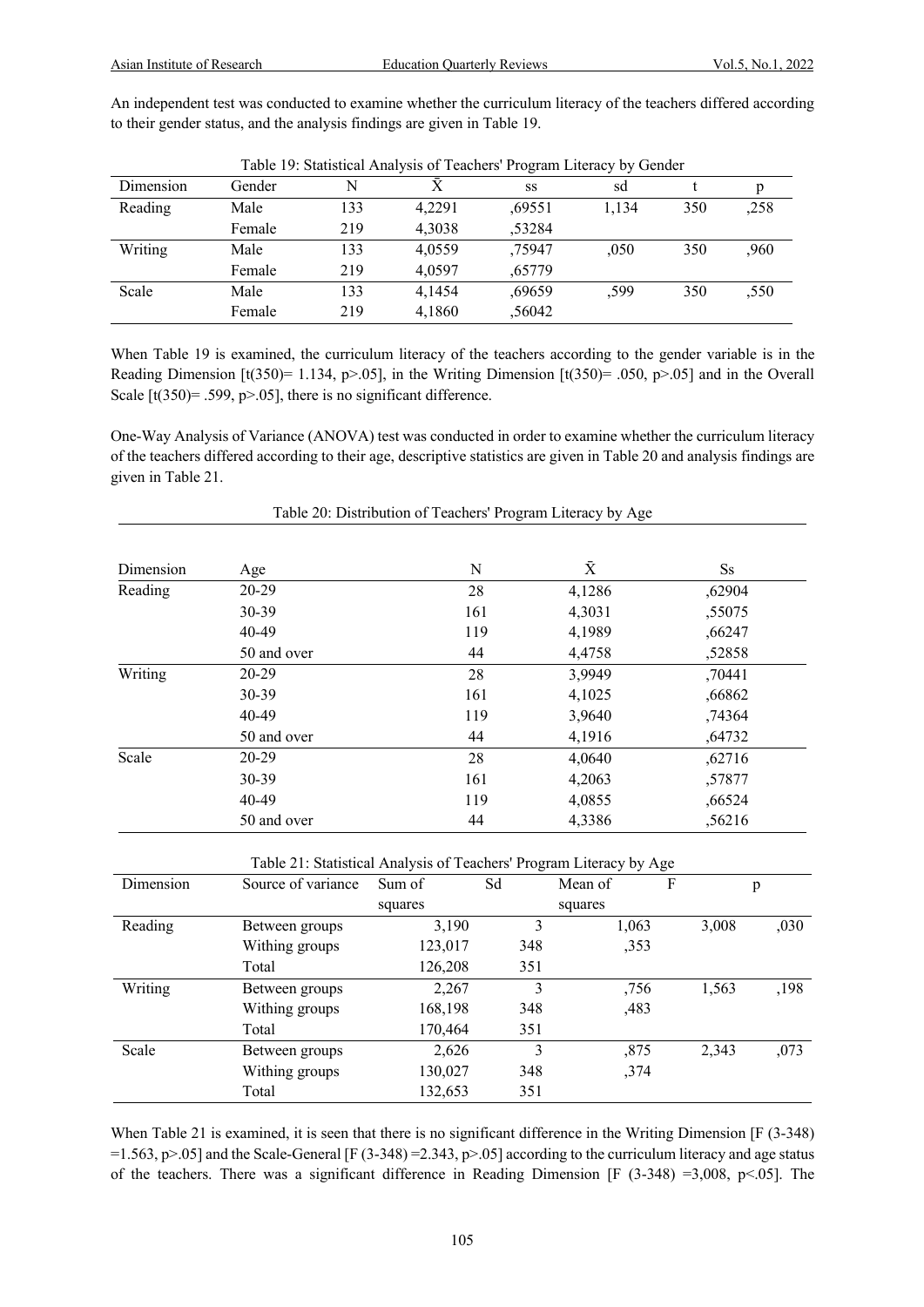An independent test was conducted to examine whether the curriculum literacy of the teachers differed according to their gender status, and the analysis findings are given in Table 19.

Table 19: Statistical Analysis of Teachers' Program Literacy by Gender

| Dimension | Gender | N | X̄ | ss | sd | t | p |
|---|---|---|---|---|---|---|---|
| Reading | Male | 133 | 4,2291 | ,69551 | 1,134 | 350 | ,258 |
| | Female | 219 | 4,3038 | ,53284 | | | |
| Writing | Male | 133 | 4,0559 | ,75947 | ,050 | 350 | ,960 |
| | Female | 219 | 4,0597 | ,65779 | | | |
| Scale | Male | 133 | 4,1454 | ,69659 | ,599 | 350 | ,550 |
| | Female | 219 | 4,1860 | ,56042 | | | |

When Table 19 is examined, the curriculum literacy of the teachers according to the gender variable is in the Reading Dimension [t(350)= 1.134, p>.05], in the Writing Dimension [t(350)= .050, p>.05] and in the Overall Scale [t(350)= .599, p>.05], there is no significant difference.

One-Way Analysis of Variance (ANOVA) test was conducted in order to examine whether the curriculum literacy of the teachers differed according to their age, descriptive statistics are given in Table 20 and analysis findings are given in Table 21.

Table 20: Distribution of Teachers' Program Literacy by Age

| Dimension | Age | N | X̄ | Ss |
|---|---|---|---|---|
| Reading | 20-29 | 28 | 4,1286 | ,62904 |
| | 30-39 | 161 | 4,3031 | ,55075 |
| | 40-49 | 119 | 4,1989 | ,66247 |
| | 50 and over | 44 | 4,4758 | ,52858 |
| Writing | 20-29 | 28 | 3,9949 | ,70441 |
| | 30-39 | 161 | 4,1025 | ,66862 |
| | 40-49 | 119 | 3,9640 | ,74364 |
| | 50 and over | 44 | 4,1916 | ,64732 |
| Scale | 20-29 | 28 | 4,0640 | ,62716 |
| | 30-39 | 161 | 4,2063 | ,57877 |
| | 40-49 | 119 | 4,0855 | ,66524 |
| | 50 and over | 44 | 4,3386 | ,56216 |

Table 21: Statistical Analysis of Teachers' Program Literacy by Age

| Dimension | Source of variance | Sum of squares | Sd | Mean of squares | F | p |
|---|---|---|---|---|---|---|
| Reading | Between groups | 3,190 | 3 | 1,063 | 3,008 | ,030 |
| | Withing groups | 123,017 | 348 | ,353 | | |
| | Total | 126,208 | 351 | | | |
| Writing | Between groups | 2,267 | 3 | ,756 | 1,563 | ,198 |
| | Withing groups | 168,198 | 348 | ,483 | | |
| | Total | 170,464 | 351 | | | |
| Scale | Between groups | 2,626 | 3 | ,875 | 2,343 | ,073 |
| | Withing groups | 130,027 | 348 | ,374 | | |
| | Total | 132,653 | 351 | | | |

When Table 21 is examined, it is seen that there is no significant difference in the Writing Dimension [F (3-348) =1.563, p>.05] and the Scale-General [F (3-348) =2.343, p>.05] according to the curriculum literacy and age status of the teachers. There was a significant difference in Reading Dimension [F (3-348) =3,008, p<.05]. The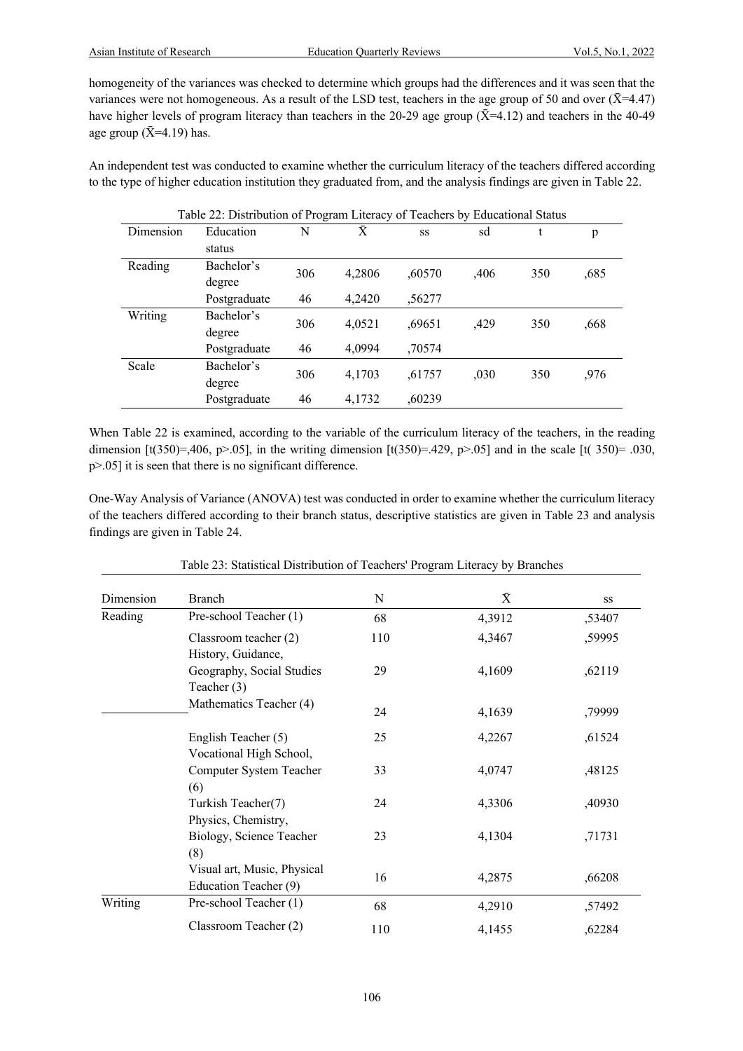homogeneity of the variances was checked to determine which groups had the differences and it was seen that the variances were not homogeneous. As a result of the LSD test, teachers in the age group of 50 and over ($\bar{X}$=4.47) have higher levels of program literacy than teachers in the 20-29 age group ($\bar{X}$=4.12) and teachers in the 40-49 age group ($\bar{X}$=4.19) has.

An independent test was conducted to examine whether the curriculum literacy of the teachers differed according to the type of higher education institution they graduated from, and the analysis findings are given in Table 22.

Table 22: Distribution of Program Literacy of Teachers by Educational Status

| Dimension | Education status | N | $\bar{X}$ | ss | sd | t | p |
|---|---|---|---|---|---|---|---|
| Reading | Bachelor's degree | 306 | 4,2806 | ,60570 | ,406 | 350 | ,685 |
| | Postgraduate | 46 | 4,2420 | ,56277 | | | |
| Writing | Bachelor's degree | 306 | 4,0521 | ,69651 | ,429 | 350 | ,668 |
| | Postgraduate | 46 | 4,0994 | ,70574 | | | |
| Scale | Bachelor's degree | 306 | 4,1703 | ,61757 | ,030 | 350 | ,976 |
| | Postgraduate | 46 | 4,1732 | ,60239 | | | |

When Table 22 is examined, according to the variable of the curriculum literacy of the teachers, in the reading dimension [t(350)=,406, p>.05], in the writing dimension [t(350)=.429, p>.05] and in the scale [t( 350)= .030, p>.05] it is seen that there is no significant difference.

One-Way Analysis of Variance (ANOVA) test was conducted in order to examine whether the curriculum literacy of the teachers differed according to their branch status, descriptive statistics are given in Table 23 and analysis findings are given in Table 24.

Table 23: Statistical Distribution of Teachers' Program Literacy by Branches

| Dimension | Branch | N | $\bar{X}$ | ss |
|---|---|---|---|---|
| Reading | Pre-school Teacher (1) | 68 | 4,3912 | ,53407 |
| | Classroom teacher (2) | 110 | 4,3467 | ,59995 |
| | History, Guidance, Geography, Social Studies Teacher (3) | 29 | 4,1609 | ,62119 |
| | Mathematics Teacher (4) | 24 | 4,1639 | ,79999 |
| | English Teacher (5) | 25 | 4,2267 | ,61524 |
| | Vocational High School, Computer System Teacher (6) | 33 | 4,0747 | ,48125 |
| | Turkish Teacher(7) | 24 | 4,3306 | ,40930 |
| | Physics, Chemistry, Biology, Science Teacher (8) | 23 | 4,1304 | ,71731 |
| | Visual art, Music, Physical Education Teacher (9) | 16 | 4,2875 | ,66208 |
| Writing | Pre-school Teacher (1) | 68 | 4,2910 | ,57492 |
| | Classroom Teacher (2) | 110 | 4,1455 | ,62284 |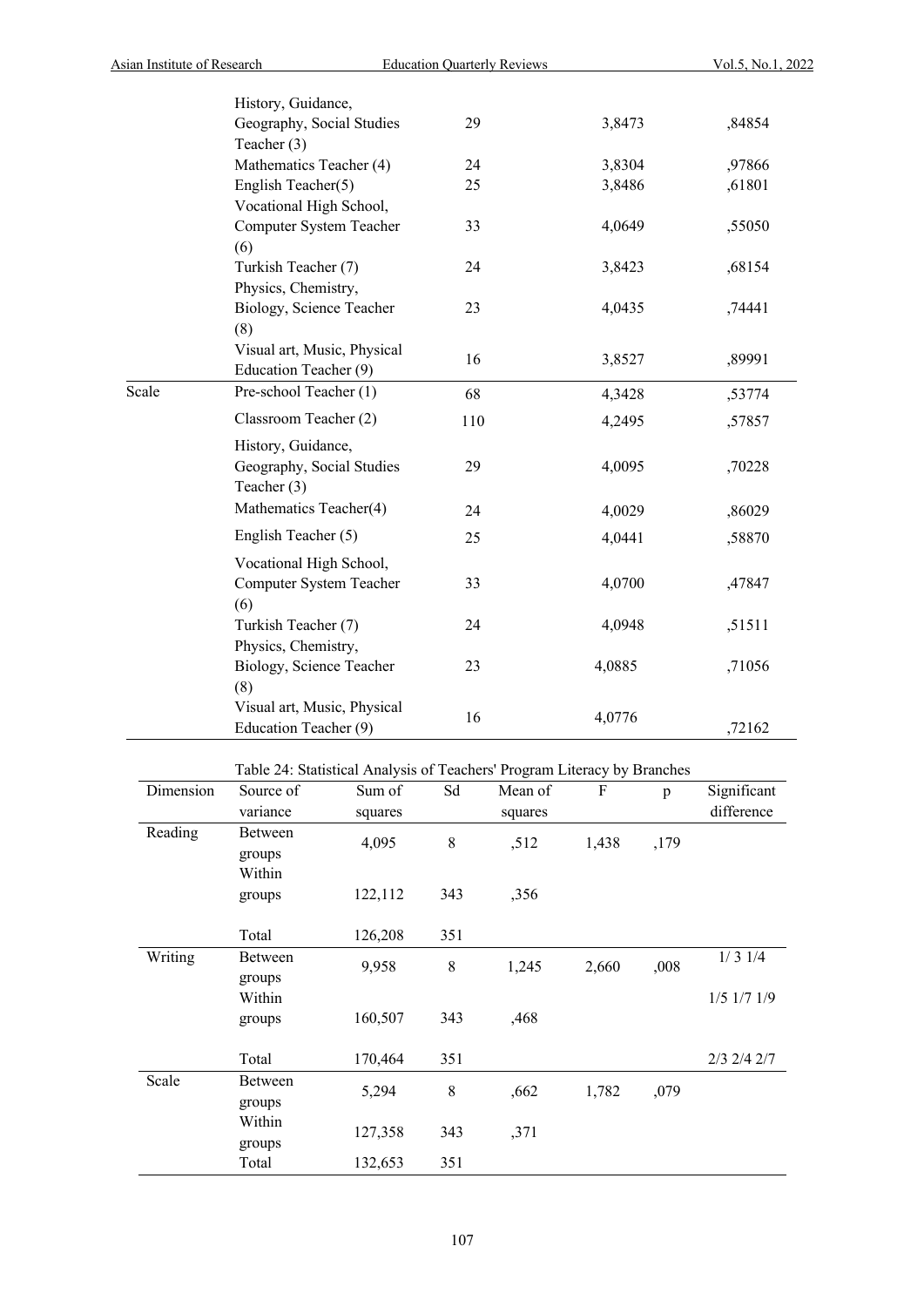| | | | | |
|---|---|---|---|---|
| | History, Guidance, Geography, Social Studies Teacher (3) | 29 | 3,8473 | ,84854 |
| | Mathematics Teacher (4) | 24 | 3,8304 | ,97866 |
| | English Teacher(5) | 25 | 3,8486 | ,61801 |
| | Vocational High School, Computer System Teacher (6) | 33 | 4,0649 | ,55050 |
| | Turkish Teacher (7) | 24 | 3,8423 | ,68154 |
| | Physics, Chemistry, Biology, Science Teacher (8) | 23 | 4,0435 | ,74441 |
| | Visual art, Music, Physical Education Teacher (9) | 16 | 3,8527 | ,89991 |
| Scale | Pre-school Teacher (1) | 68 | 4,3428 | ,53774 |
| | Classroom Teacher (2) | 110 | 4,2495 | ,57857 |
| | History, Guidance, Geography, Social Studies Teacher (3) | 29 | 4,0095 | ,70228 |
| | Mathematics Teacher(4) | 24 | 4,0029 | ,86029 |
| | English Teacher (5) | 25 | 4,0441 | ,58870 |
| | Vocational High School, Computer System Teacher (6) | 33 | 4,0700 | ,47847 |
| | Turkish Teacher (7) | 24 | 4,0948 | ,51511 |
| | Physics, Chemistry, Biology, Science Teacher (8) | 23 | 4,0885 | ,71056 |
| | Visual art, Music, Physical Education Teacher (9) | 16 | 4,0776 | ,72162 |

Table 24: Statistical Analysis of Teachers' Program Literacy by Branches

| Dimension | Source of variance | Sum of squares | Sd | Mean of squares | F | p | Significant difference |
|---|---|---|---|---|---|---|---|
| Reading | Between groups | 4,095 | 8 | ,512 | 1,438 | ,179 | |
| | Within groups | 122,112 | 343 | ,356 | | | |
| | Total | 126,208 | 351 | | | | |
| Writing | Between groups | 9,958 | 8 | 1,245 | 2,660 | ,008 | 1/ 3 1/4 |
| | Within groups | 160,507 | 343 | ,468 | | | 1/5 1/7 1/9 |
| | Total | 170,464 | 351 | | | | 2/3 2/4 2/7 |
| Scale | Between groups | 5,294 | 8 | ,662 | 1,782 | ,079 | |
| | Within groups | 127,358 | 343 | ,371 | | | |
| | Total | 132,653 | 351 | | | | |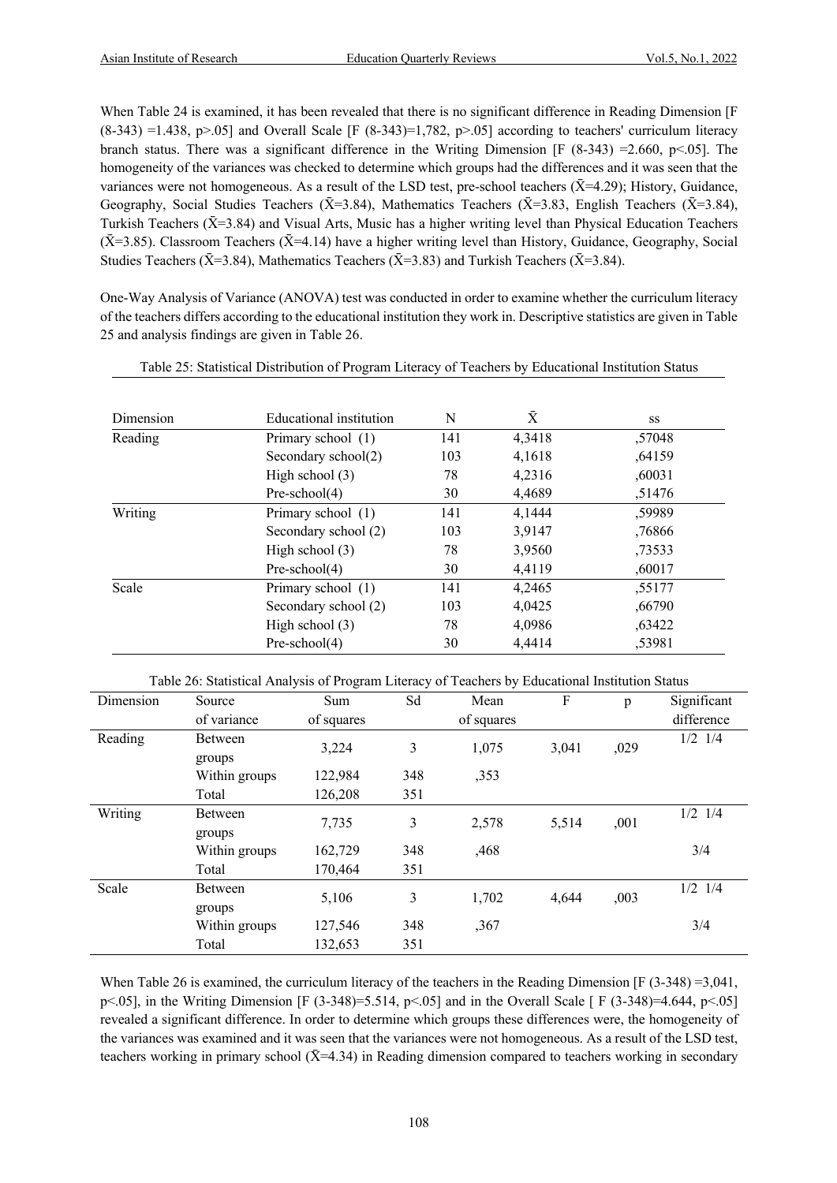When Table 24 is examined, it has been revealed that there is no significant difference in Reading Dimension [F (8-343) =1.438, p>.05] and Overall Scale [F (8-343)=1,782, p>.05] according to teachers' curriculum literacy branch status. There was a significant difference in the Writing Dimension [F (8-343) =2.660, p<.05]. The homogeneity of the variances was checked to determine which groups had the differences and it was seen that the variances were not homogeneous. As a result of the LSD test, pre-school teachers ($\bar{X}$=4.29); History, Guidance, Geography, Social Studies Teachers ($\bar{X}$=3.84), Mathematics Teachers ($\bar{X}$=3.83, English Teachers ($\bar{X}$=3.84), Turkish Teachers ($\bar{X}$=3.84) and Visual Arts, Music has a higher writing level than Physical Education Teachers ($\bar{X}$=3.85). Classroom Teachers ($\bar{X}$=4.14) have a higher writing level than History, Guidance, Geography, Social Studies Teachers ($\bar{X}$=3.84), Mathematics Teachers ($\bar{X}$=3.83) and Turkish Teachers ($\bar{X}$=3.84).

One-Way Analysis of Variance (ANOVA) test was conducted in order to examine whether the curriculum literacy of the teachers differs according to the educational institution they work in. Descriptive statistics are given in Table 25 and analysis findings are given in Table 26.

Table 25: Statistical Distribution of Program Literacy of Teachers by Educational Institution Status

| Dimension | Educational institution | N | $\bar{X}$ | ss |
|---|---|---|---|---|
| Reading | Primary school (1) | 141 | 4,3418 | ,57048 |
| | Secondary school(2) | 103 | 4,1618 | ,64159 |
| | High school (3) | 78 | 4,2316 | ,60031 |
| | Pre-school(4) | 30 | 4,4689 | ,51476 |
| Writing | Primary school (1) | 141 | 4,1444 | ,59989 |
| | Secondary school (2) | 103 | 3,9147 | ,76866 |
| | High school (3) | 78 | 3,9560 | ,73533 |
| | Pre-school(4) | 30 | 4,4119 | ,60017 |
| Scale | Primary school (1) | 141 | 4,2465 | ,55177 |
| | Secondary school (2) | 103 | 4,0425 | ,66790 |
| | High school (3) | 78 | 4,0986 | ,63422 |
| | Pre-school(4) | 30 | 4,4414 | ,53981 |

Table 26: Statistical Analysis of Program Literacy of Teachers by Educational Institution Status

| Dimension | Source of variance | Sum of squares | Sd | Mean of squares | F | p | Significant difference |
|---|---|---|---|---|---|---|---|
| Reading | Between groups | 3,224 | 3 | 1,075 | 3,041 | ,029 | 1/2 1/4 |
| | Within groups | 122,984 | 348 | ,353 | | | |
| | Total | 126,208 | 351 | | | | |
| Writing | Between groups | 7,735 | 3 | 2,578 | 5,514 | ,001 | 1/2 1/4 |
| | Within groups | 162,729 | 348 | ,468 | | | 3/4 |
| | Total | 170,464 | 351 | | | | |
| Scale | Between groups | 5,106 | 3 | 1,702 | 4,644 | ,003 | 1/2 1/4 |
| | Within groups | 127,546 | 348 | ,367 | | | 3/4 |
| | Total | 132,653 | 351 | | | | |

When Table 26 is examined, the curriculum literacy of the teachers in the Reading Dimension [F (3-348) =3,041, p<.05], in the Writing Dimension [F (3-348)=5.514, p<.05] and in the Overall Scale [ F (3-348)=4.644, p<.05] revealed a significant difference. In order to determine which groups these differences were, the homogeneity of the variances was examined and it was seen that the variances were not homogeneous. As a result of the LSD test, teachers working in primary school ($\bar{X}$=4.34) in Reading dimension compared to teachers working in secondary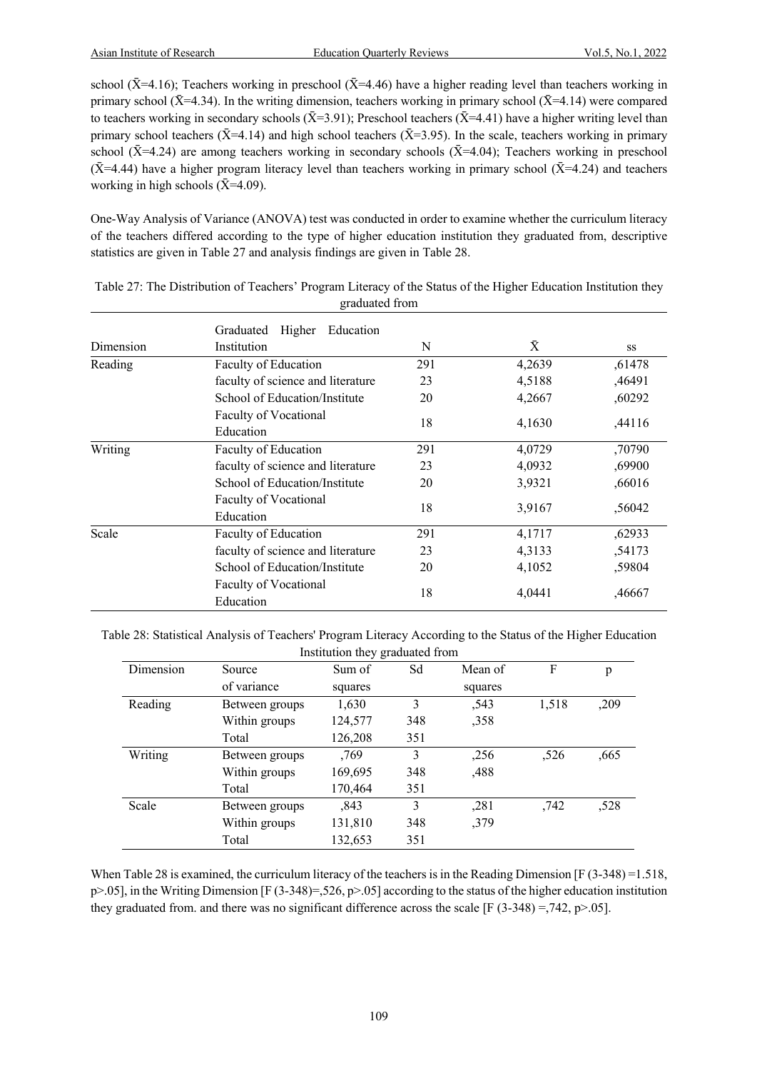school ($\bar{X}$=4.16); Teachers working in preschool ($\bar{X}$=4.46) have a higher reading level than teachers working in primary school ($\bar{X}$=4.34). In the writing dimension, teachers working in primary school ($\bar{X}$=4.14) were compared to teachers working in secondary schools ($\bar{X}$=3.91); Preschool teachers ($\bar{X}$=4.41) have a higher writing level than primary school teachers ($\bar{X}$=4.14) and high school teachers ($\bar{X}$=3.95). In the scale, teachers working in primary school ($\bar{X}$=4.24) are among teachers working in secondary schools ($\bar{X}$=4.04); Teachers working in preschool ($\bar{X}$=4.44) have a higher program literacy level than teachers working in primary school ($\bar{X}$=4.24) and teachers working in high schools ($\bar{X}$=4.09).

One-Way Analysis of Variance (ANOVA) test was conducted in order to examine whether the curriculum literacy of the teachers differed according to the type of higher education institution they graduated from, descriptive statistics are given in Table 27 and analysis findings are given in Table 28.

Table 27: The Distribution of Teachers' Program Literacy of the Status of the Higher Education Institution they graduated from

| Dimension | Graduated Higher Education Institution | N | $\bar{X}$ | ss |
|---|---|---|---|---|
| Reading | Faculty of Education | 291 | 4,2639 | ,61478 |
| | faculty of science and literature | 23 | 4,5188 | ,46491 |
| | School of Education/Institute | 20 | 4,2667 | ,60292 |
| | Faculty of Vocational Education | 18 | 4,1630 | ,44116 |
| Writing | Faculty of Education | 291 | 4,0729 | ,70790 |
| | faculty of science and literature | 23 | 4,0932 | ,69900 |
| | School of Education/Institute | 20 | 3,9321 | ,66016 |
| | Faculty of Vocational Education | 18 | 3,9167 | ,56042 |
| Scale | Faculty of Education | 291 | 4,1717 | ,62933 |
| | faculty of science and literature | 23 | 4,3133 | ,54173 |
| | School of Education/Institute | 20 | 4,1052 | ,59804 |
| | Faculty of Vocational Education | 18 | 4,0441 | ,46667 |

Table 28: Statistical Analysis of Teachers' Program Literacy According to the Status of the Higher Education Institution they graduated from

| Dimension | Source of variance | Sum of squares | Sd | Mean of squares | F | p |
|---|---|---|---|---|---|---|
| Reading | Between groups | 1,630 | 3 | ,543 | 1,518 | ,209 |
| | Within groups | 124,577 | 348 | ,358 | | |
| | Total | 126,208 | 351 | | | |
| Writing | Between groups | ,769 | 3 | ,256 | ,526 | ,665 |
| | Within groups | 169,695 | 348 | ,488 | | |
| | Total | 170,464 | 351 | | | |
| Scale | Between groups | ,843 | 3 | ,281 | ,742 | ,528 |
| | Within groups | 131,810 | 348 | ,379 | | |
| | Total | 132,653 | 351 | | | |

When Table 28 is examined, the curriculum literacy of the teachers is in the Reading Dimension [F (3-348) =1.518, p>.05], in the Writing Dimension [F (3-348)=,526, p>.05] according to the status of the higher education institution they graduated from. and there was no significant difference across the scale [F (3-348) =,742, p>.05].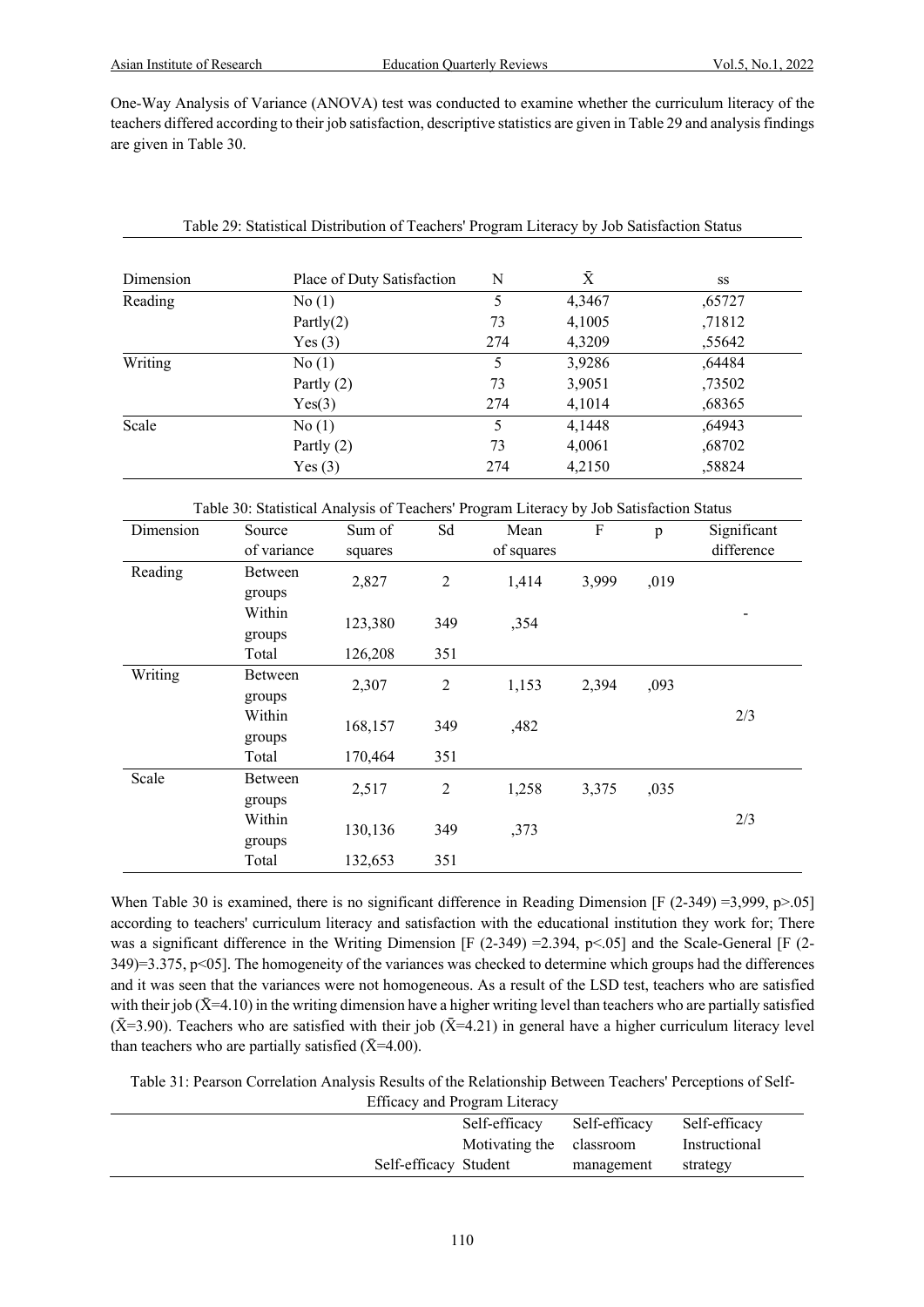One-Way Analysis of Variance (ANOVA) test was conducted to examine whether the curriculum literacy of the teachers differed according to their job satisfaction, descriptive statistics are given in Table 29 and analysis findings are given in Table 30.

Table 29: Statistical Distribution of Teachers' Program Literacy by Job Satisfaction Status

| Dimension | Place of Duty Satisfaction | N | $\bar{X}$ | ss |
|---|---|---|---|---|
| Reading | No (1) | 5 | 4,3467 | ,65727 |
| | Partly(2) | 73 | 4,1005 | ,71812 |
| | Yes (3) | 274 | 4,3209 | ,55642 |
| Writing | No (1) | 5 | 3,9286 | ,64484 |
| | Partly (2) | 73 | 3,9051 | ,73502 |
| | Yes(3) | 274 | 4,1014 | ,68365 |
| Scale | No (1) | 5 | 4,1448 | ,64943 |
| | Partly (2) | 73 | 4,0061 | ,68702 |
| | Yes (3) | 274 | 4,2150 | ,58824 |

Table 30: Statistical Analysis of Teachers' Program Literacy by Job Satisfaction Status

| Dimension | Source of variance | Sum of squares | Sd | Mean of squares | F | p | Significant difference |
|---|---|---|---|---|---|---|---|
| Reading | Between groups | 2,827 | 2 | 1,414 | 3,999 | ,019 | - |
| | Within groups | 123,380 | 349 | ,354 | | | |
| | Total | 126,208 | 351 | | | | |
| Writing | Between groups | 2,307 | 2 | 1,153 | 2,394 | ,093 | 2/3 |
| | Within groups | 168,157 | 349 | ,482 | | | |
| | Total | 170,464 | 351 | | | | |
| Scale | Between groups | 2,517 | 2 | 1,258 | 3,375 | ,035 | 2/3 |
| | Within groups | 130,136 | 349 | ,373 | | | |
| | Total | 132,653 | 351 | | | | |

When Table 30 is examined, there is no significant difference in Reading Dimension [$F(2\text{-}349) = 3{,}999$, $p > .05$] according to teachers' curriculum literacy and satisfaction with the educational institution they work for; There was a significant difference in the Writing Dimension [$F(2\text{-}349) = 2.394$, $p < .05$] and the Scale-General [$F(2\text{-}349) = 3.375$, $p < 05$]. The homogeneity of the variances was checked to determine which groups had the differences and it was seen that the variances were not homogeneous. As a result of the LSD test, teachers who are satisfied with their job ($\bar{X}$=4.10) in the writing dimension have a higher writing level than teachers who are partially satisfied ($\bar{X}$=3.90). Teachers who are satisfied with their job ($\bar{X}$=4.21) in general have a higher curriculum literacy level than teachers who are partially satisfied ($\bar{X}$=4.00).

Table 31: Pearson Correlation Analysis Results of the Relationship Between Teachers' Perceptions of Self-Efficacy and Program Literacy

| | Self-efficacy | Self-efficacy Motivating the Student | Self-efficacy classroom management | Self-efficacy Instructional strategy |
|---|---|---|---|---|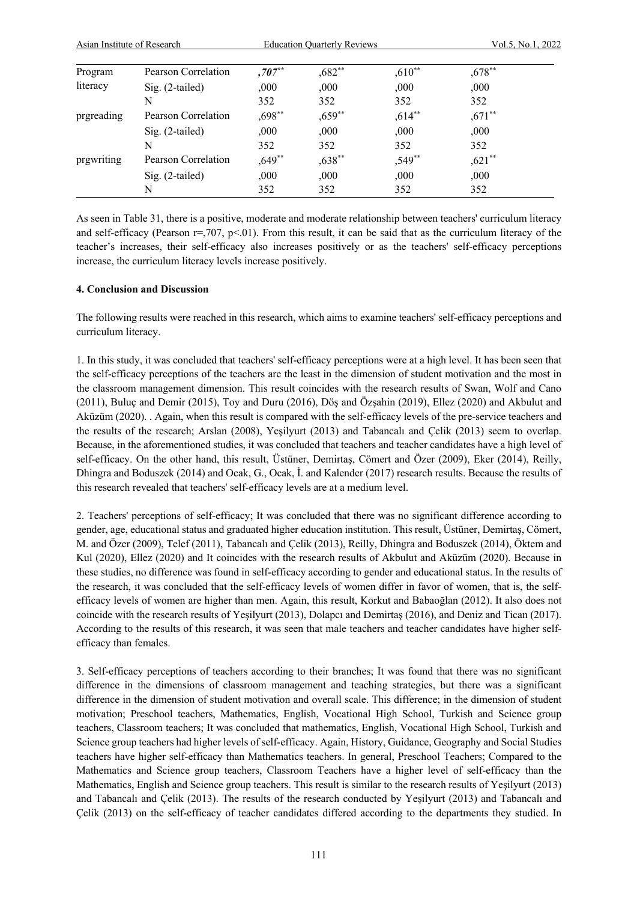| | | | | | |
|---|---|---|---|---|---|
| Program literacy | Pearson Correlation | **,707**** | ,682** | ,610** | ,678** |
| | Sig. (2-tailed) | ,000 | ,000 | ,000 | ,000 |
| | N | 352 | 352 | 352 | 352 |
| prgreading | Pearson Correlation | ,698** | ,659** | ,614** | ,671** |
| | Sig. (2-tailed) | ,000 | ,000 | ,000 | ,000 |
| | N | 352 | 352 | 352 | 352 |
| prgwriting | Pearson Correlation | ,649** | ,638** | ,549** | ,621** |
| | Sig. (2-tailed) | ,000 | ,000 | ,000 | ,000 |
| | N | 352 | 352 | 352 | 352 |

As seen in Table 31, there is a positive, moderate and moderate relationship between teachers' curriculum literacy and self-efficacy (Pearson r=,707, p<.01). From this result, it can be said that as the curriculum literacy of the teacher's increases, their self-efficacy also increases positively or as the teachers' self-efficacy perceptions increase, the curriculum literacy levels increase positively.

## 4. Conclusion and Discussion

The following results were reached in this research, which aims to examine teachers' self-efficacy perceptions and curriculum literacy.

1. In this study, it was concluded that teachers' self-efficacy perceptions were at a high level. It has been seen that the self-efficacy perceptions of the teachers are the least in the dimension of student motivation and the most in the classroom management dimension. This result coincides with the research results of Swan, Wolf and Cano (2011), Buluç and Demir (2015), Toy and Duru (2016), Döş and Özşahin (2019), Ellez (2020) and Akbulut and Aküzüm (2020). . Again, when this result is compared with the self-efficacy levels of the pre-service teachers and the results of the research; Arslan (2008), Yeşilyurt (2013) and Tabancalı and Çelik (2013) seem to overlap. Because, in the aforementioned studies, it was concluded that teachers and teacher candidates have a high level of self-efficacy. On the other hand, this result, Üstüner, Demirtaş, Cömert and Özer (2009), Eker (2014), Reilly, Dhingra and Boduszek (2014) and Ocak, G., Ocak, İ. and Kalender (2017) research results. Because the results of this research revealed that teachers' self-efficacy levels are at a medium level.

2. Teachers' perceptions of self-efficacy; It was concluded that there was no significant difference according to gender, age, educational status and graduated higher education institution. This result, Üstüner, Demirtaş, Cömert, M. and Özer (2009), Telef (2011), Tabancalı and Çelik (2013), Reilly, Dhingra and Boduszek (2014), Öktem and Kul (2020), Ellez (2020) and It coincides with the research results of Akbulut and Aküzüm (2020). Because in these studies, no difference was found in self-efficacy according to gender and educational status. In the results of the research, it was concluded that the self-efficacy levels of women differ in favor of women, that is, the self-efficacy levels of women are higher than men. Again, this result, Korkut and Babaoğlan (2012). It also does not coincide with the research results of Yeşilyurt (2013), Dolapcı and Demirtaş (2016), and Deniz and Tican (2017). According to the results of this research, it was seen that male teachers and teacher candidates have higher self-efficacy than females.

3. Self-efficacy perceptions of teachers according to their branches; It was found that there was no significant difference in the dimensions of classroom management and teaching strategies, but there was a significant difference in the dimension of student motivation and overall scale. This difference; in the dimension of student motivation; Preschool teachers, Mathematics, English, Vocational High School, Turkish and Science group teachers, Classroom teachers; It was concluded that mathematics, English, Vocational High School, Turkish and Science group teachers had higher levels of self-efficacy. Again, History, Guidance, Geography and Social Studies teachers have higher self-efficacy than Mathematics teachers. In general, Preschool Teachers; Compared to the Mathematics and Science group teachers, Classroom Teachers have a higher level of self-efficacy than the Mathematics, English and Science group teachers. This result is similar to the research results of Yeşilyurt (2013) and Tabancalı and Çelik (2013). The results of the research conducted by Yeşilyurt (2013) and Tabancalı and Çelik (2013) on the self-efficacy of teacher candidates differed according to the departments they studied. In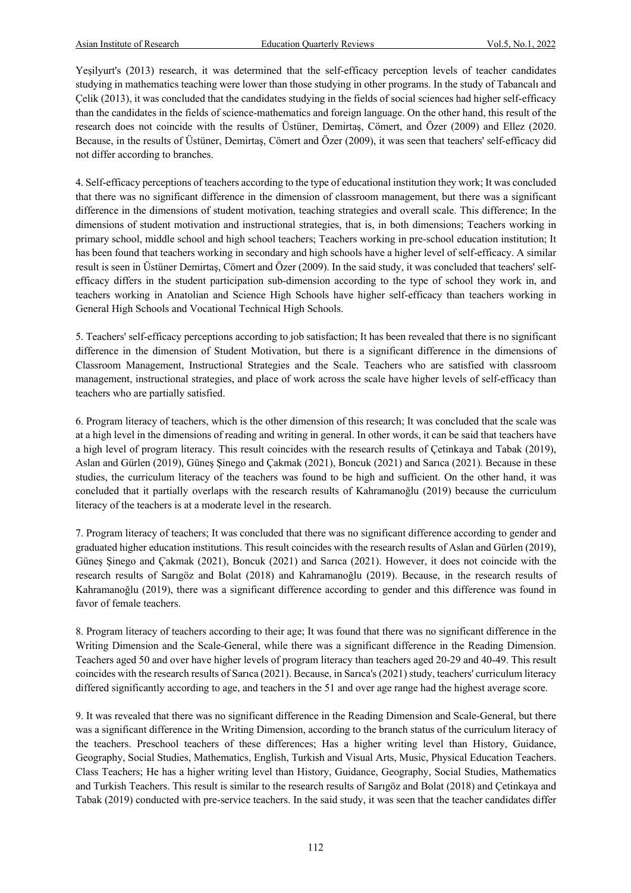Yeşilyurt's (2013) research, it was determined that the self-efficacy perception levels of teacher candidates studying in mathematics teaching were lower than those studying in other programs. In the study of Tabancalı and Çelik (2013), it was concluded that the candidates studying in the fields of social sciences had higher self-efficacy than the candidates in the fields of science-mathematics and foreign language. On the other hand, this result of the research does not coincide with the results of Üstüner, Demirtaş, Cömert, and Özer (2009) and Ellez (2020. Because, in the results of Üstüner, Demirtaş, Cömert and Özer (2009), it was seen that teachers' self-efficacy did not differ according to branches.

4. Self-efficacy perceptions of teachers according to the type of educational institution they work; It was concluded that there was no significant difference in the dimension of classroom management, but there was a significant difference in the dimensions of student motivation, teaching strategies and overall scale. This difference; In the dimensions of student motivation and instructional strategies, that is, in both dimensions; Teachers working in primary school, middle school and high school teachers; Teachers working in pre-school education institution; It has been found that teachers working in secondary and high schools have a higher level of self-efficacy. A similar result is seen in Üstüner Demirtaş, Cömert and Özer (2009). In the said study, it was concluded that teachers' self-efficacy differs in the student participation sub-dimension according to the type of school they work in, and teachers working in Anatolian and Science High Schools have higher self-efficacy than teachers working in General High Schools and Vocational Technical High Schools.

5. Teachers' self-efficacy perceptions according to job satisfaction; It has been revealed that there is no significant difference in the dimension of Student Motivation, but there is a significant difference in the dimensions of Classroom Management, Instructional Strategies and the Scale. Teachers who are satisfied with classroom management, instructional strategies, and place of work across the scale have higher levels of self-efficacy than teachers who are partially satisfied.

6. Program literacy of teachers, which is the other dimension of this research; It was concluded that the scale was at a high level in the dimensions of reading and writing in general. In other words, it can be said that teachers have a high level of program literacy. This result coincides with the research results of Çetinkaya and Tabak (2019), Aslan and Gürlen (2019), Güneş Şinego and Çakmak (2021), Boncuk (2021) and Sarıca (2021). Because in these studies, the curriculum literacy of the teachers was found to be high and sufficient. On the other hand, it was concluded that it partially overlaps with the research results of Kahramanoğlu (2019) because the curriculum literacy of the teachers is at a moderate level in the research.

7. Program literacy of teachers; It was concluded that there was no significant difference according to gender and graduated higher education institutions. This result coincides with the research results of Aslan and Gürlen (2019), Güneş Şinego and Çakmak (2021), Boncuk (2021) and Sarıca (2021). However, it does not coincide with the research results of Sarıgöz and Bolat (2018) and Kahramanoğlu (2019). Because, in the research results of Kahramanoğlu (2019), there was a significant difference according to gender and this difference was found in favor of female teachers.

8. Program literacy of teachers according to their age; It was found that there was no significant difference in the Writing Dimension and the Scale-General, while there was a significant difference in the Reading Dimension. Teachers aged 50 and over have higher levels of program literacy than teachers aged 20-29 and 40-49. This result coincides with the research results of Sarıca (2021). Because, in Sarıca's (2021) study, teachers' curriculum literacy differed significantly according to age, and teachers in the 51 and over age range had the highest average score.

9. It was revealed that there was no significant difference in the Reading Dimension and Scale-General, but there was a significant difference in the Writing Dimension, according to the branch status of the curriculum literacy of the teachers. Preschool teachers of these differences; Has a higher writing level than History, Guidance, Geography, Social Studies, Mathematics, English, Turkish and Visual Arts, Music, Physical Education Teachers. Class Teachers; He has a higher writing level than History, Guidance, Geography, Social Studies, Mathematics and Turkish Teachers. This result is similar to the research results of Sarıgöz and Bolat (2018) and Çetinkaya and Tabak (2019) conducted with pre-service teachers. In the said study, it was seen that the teacher candidates differ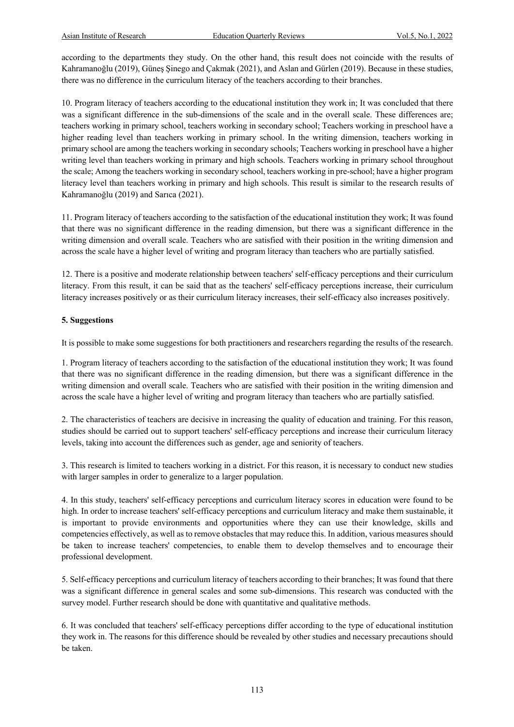according to the departments they study. On the other hand, this result does not coincide with the results of Kahramanoğlu (2019), Güneş Şinego and Çakmak (2021), and Aslan and Gürlen (2019). Because in these studies, there was no difference in the curriculum literacy of the teachers according to their branches.

10. Program literacy of teachers according to the educational institution they work in; It was concluded that there was a significant difference in the sub-dimensions of the scale and in the overall scale. These differences are; teachers working in primary school, teachers working in secondary school; Teachers working in preschool have a higher reading level than teachers working in primary school. In the writing dimension, teachers working in primary school are among the teachers working in secondary schools; Teachers working in preschool have a higher writing level than teachers working in primary and high schools. Teachers working in primary school throughout the scale; Among the teachers working in secondary school, teachers working in pre-school; have a higher program literacy level than teachers working in primary and high schools. This result is similar to the research results of Kahramanoğlu (2019) and Sarıca (2021).

11. Program literacy of teachers according to the satisfaction of the educational institution they work; It was found that there was no significant difference in the reading dimension, but there was a significant difference in the writing dimension and overall scale. Teachers who are satisfied with their position in the writing dimension and across the scale have a higher level of writing and program literacy than teachers who are partially satisfied.

12. There is a positive and moderate relationship between teachers' self-efficacy perceptions and their curriculum literacy. From this result, it can be said that as the teachers' self-efficacy perceptions increase, their curriculum literacy increases positively or as their curriculum literacy increases, their self-efficacy also increases positively.

## 5. Suggestions

It is possible to make some suggestions for both practitioners and researchers regarding the results of the research.

1. Program literacy of teachers according to the satisfaction of the educational institution they work; It was found that there was no significant difference in the reading dimension, but there was a significant difference in the writing dimension and overall scale. Teachers who are satisfied with their position in the writing dimension and across the scale have a higher level of writing and program literacy than teachers who are partially satisfied.

2. The characteristics of teachers are decisive in increasing the quality of education and training. For this reason, studies should be carried out to support teachers' self-efficacy perceptions and increase their curriculum literacy levels, taking into account the differences such as gender, age and seniority of teachers.

3. This research is limited to teachers working in a district. For this reason, it is necessary to conduct new studies with larger samples in order to generalize to a larger population.

4. In this study, teachers' self-efficacy perceptions and curriculum literacy scores in education were found to be high. In order to increase teachers' self-efficacy perceptions and curriculum literacy and make them sustainable, it is important to provide environments and opportunities where they can use their knowledge, skills and competencies effectively, as well as to remove obstacles that may reduce this. In addition, various measures should be taken to increase teachers' competencies, to enable them to develop themselves and to encourage their professional development.

5. Self-efficacy perceptions and curriculum literacy of teachers according to their branches; It was found that there was a significant difference in general scales and some sub-dimensions. This research was conducted with the survey model. Further research should be done with quantitative and qualitative methods.

6. It was concluded that teachers' self-efficacy perceptions differ according to the type of educational institution they work in. The reasons for this difference should be revealed by other studies and necessary precautions should be taken.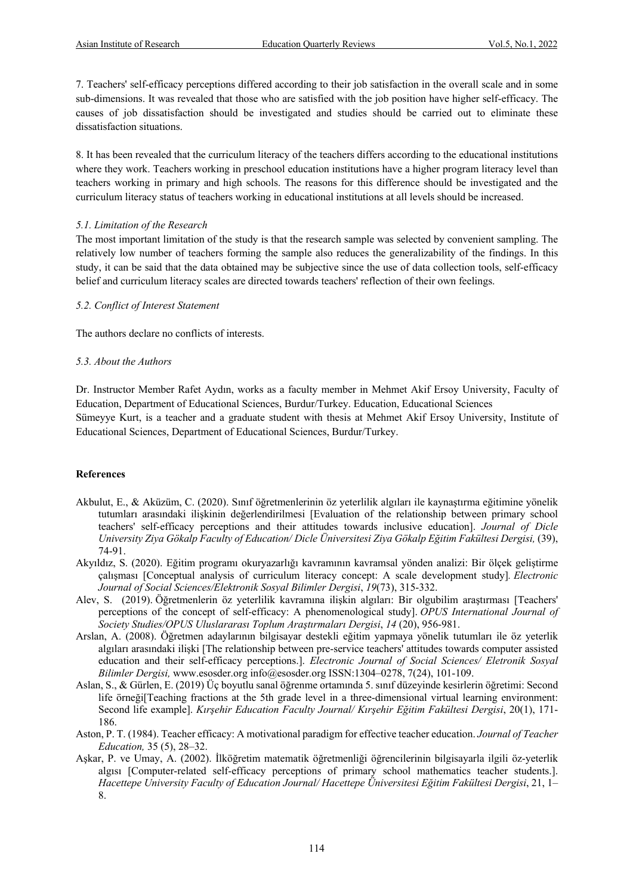7. Teachers' self-efficacy perceptions differed according to their job satisfaction in the overall scale and in some sub-dimensions. It was revealed that those who are satisfied with the job position have higher self-efficacy. The causes of job dissatisfaction should be investigated and studies should be carried out to eliminate these dissatisfaction situations.

8. It has been revealed that the curriculum literacy of the teachers differs according to the educational institutions where they work. Teachers working in preschool education institutions have a higher program literacy level than teachers working in primary and high schools. The reasons for this difference should be investigated and the curriculum literacy status of teachers working in educational institutions at all levels should be increased.

### *5.1. Limitation of the Research*

The most important limitation of the study is that the research sample was selected by convenient sampling. The relatively low number of teachers forming the sample also reduces the generalizability of the findings. In this study, it can be said that the data obtained may be subjective since the use of data collection tools, self-efficacy belief and curriculum literacy scales are directed towards teachers' reflection of their own feelings.

### *5.2. Conflict of Interest Statement*

The authors declare no conflicts of interests.

### *5.3. About the Authors*

Dr. Instructor Member Rafet Aydın, works as a faculty member in Mehmet Akif Ersoy University, Faculty of Education, Department of Educational Sciences, Burdur/Turkey. Education, Educational Sciences
Sümeyye Kurt, is a teacher and a graduate student with thesis at Mehmet Akif Ersoy University, Institute of Educational Sciences, Department of Educational Sciences, Burdur/Turkey.

## References

Akbulut, E., & Aküzüm, C. (2020). Sınıf öğretmenlerinin öz yeterlilik algıları ile kaynaştırma eğitimine yönelik tutumları arasındaki ilişkinin değerlendirilmesi [Evaluation of the relationship between primary school teachers' self-efficacy perceptions and their attitudes towards inclusive education]. *Journal of Dicle University Ziya Gökalp Faculty of Education/ Dicle Üniversitesi Ziya Gökalp Eğitim Fakültesi Dergisi,* (39), 74-91.

Akyıldız, S. (2020). Eğitim programı okuryazarlığı kavramının kavramsal yönden analizi: Bir ölçek geliştirme çalışması [Conceptual analysis of curriculum literacy concept: A scale development study]. *Electronic Journal of Social Sciences/Elektronik Sosyal Bilimler Dergisi*, *19*(73), 315-332.

Alev, S. (2019). Öğretmenlerin öz yeterlilik kavramına ilişkin algıları: Bir olgubilim araştırması [Teachers' perceptions of the concept of self-efficacy: A phenomenological study]. *OPUS International Journal of Society Studies/OPUS Uluslararası Toplum Araştırmaları Dergisi*, *14* (20), 956-981.

Arslan, A. (2008). Öğretmen adaylarının bilgisayar destekli eğitim yapmaya yönelik tutumları ile öz yeterlik algıları arasındaki ilişki [The relationship between pre-service teachers' attitudes towards computer assisted education and their self-efficacy perceptions.]. *Electronic Journal of Social Sciences/ Eletronik Sosyal Bilimler Dergisi,* www.esosder.org info@esosder.org ISSN:1304–0278, 7(24), 101-109.

Aslan, S., & Gürlen, E. (2019) Üç boyutlu sanal öğrenme ortamında 5. sınıf düzeyinde kesirlerin öğretimi: Second life örneği[Teaching fractions at the 5th grade level in a three-dimensional virtual learning environment: Second life example]. *Kırşehir Education Faculty Journal/ Kırşehir Eğitim Fakültesi Dergisi*, 20(1), 171-186.

Aston, P. T. (1984). Teacher efficacy: A motivational paradigm for effective teacher education. *Journal of Teacher Education,* 35 (5), 28–32.

Aşkar, P. ve Umay, A. (2002). İlköğretim matematik öğretmenliği öğrencilerinin bilgisayarla ilgili öz-yeterlik algısı [Computer-related self-efficacy perceptions of primary school mathematics teacher students.]. *Hacettepe University Faculty of Education Journal/ Hacettepe Üniversitesi Eğitim Fakültesi Dergisi*, 21, 1–8.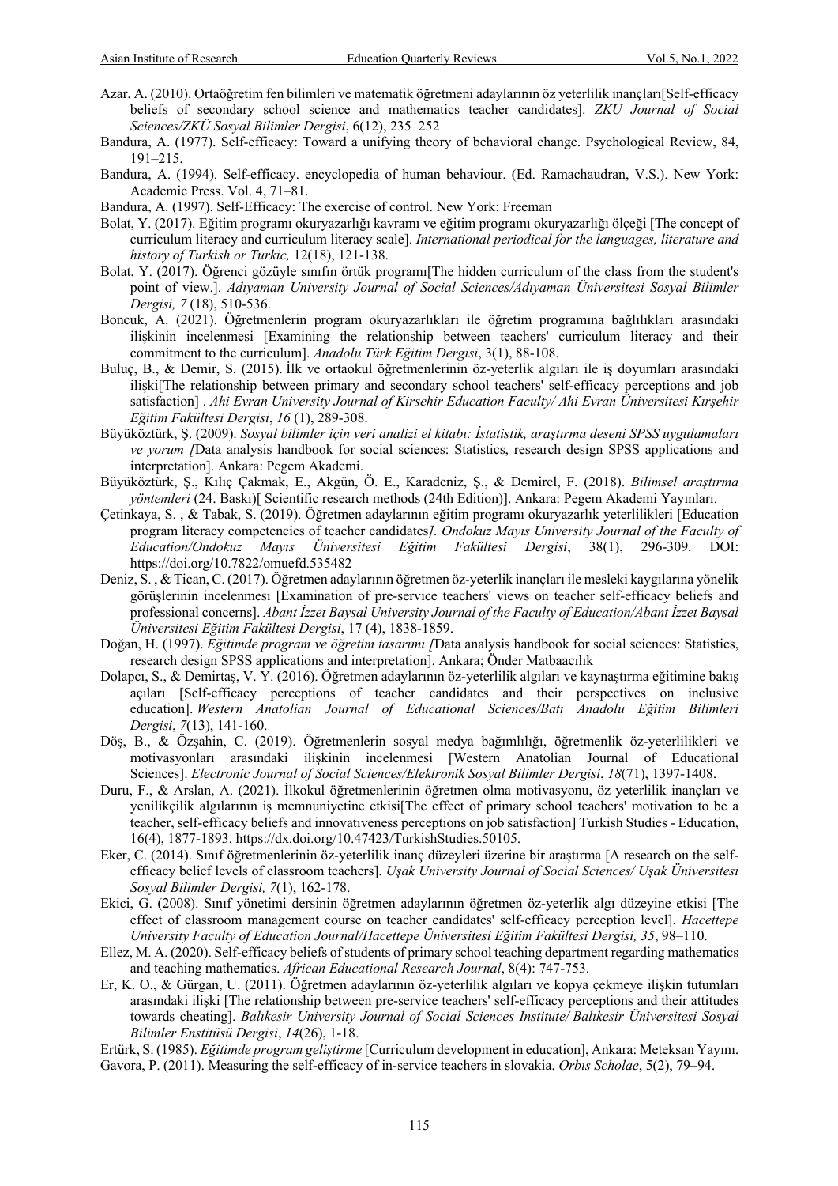Azar, A. (2010). Ortaöğretim fen bilimleri ve matematik öğretmeni adaylarının öz yeterlilik inançları[Self-efficacy beliefs of secondary school science and mathematics teacher candidates]. *ZKU Journal of Social Sciences/ZKÜ Sosyal Bilimler Dergisi*, 6(12), 235–252

Bandura, A. (1977). Self-efficacy: Toward a unifying theory of behavioral change. Psychological Review, 84, 191–215.

Bandura, A. (1994). Self-efficacy. encyclopedia of human behaviour. (Ed. Ramachaudran, V.S.). New York: Academic Press. Vol. 4, 71–81.

Bandura, A. (1997). Self-Efficacy: The exercise of control. New York: Freeman

Bolat, Y. (2017). Eğitim programı okuryazarlığı kavramı ve eğitim programı okuryazarlığı ölçeği [The concept of curriculum literacy and curriculum literacy scale]. *International periodical for the languages, literature and history of Turkish or Turkic,* 12(18), 121-138.

Bolat, Y. (2017). Öğrenci gözüyle sınıfın örtük programı[The hidden curriculum of the class from the student's point of view.]. *Adıyaman University Journal of Social Sciences/Adıyaman Üniversitesi Sosyal Bilimler Dergisi, 7* (18), 510-536.

Boncuk, A. (2021). Öğretmenlerin program okuryazarlıkları ile öğretim programına bağlılıkları arasındaki ilişkinin incelenmesi [Examining the relationship between teachers' curriculum literacy and their commitment to the curriculum]. *Anadolu Türk Eğitim Dergisi*, 3(1), 88-108.

Buluç, B., & Demir, S. (2015). İlk ve ortaokul öğretmenlerinin öz-yeterlik algıları ile iş doyumları arasındaki ilişki[The relationship between primary and secondary school teachers' self-efficacy perceptions and job satisfaction] . *Ahi Evran University Journal of Kirsehir Education Faculty/ Ahi Evran Üniversitesi Kırşehir Eğitim Fakültesi Dergisi*, *16* (1), 289-308.

Büyüköztürk, Ş. (2009). *Sosyal bilimler için veri analizi el kitabı: İstatistik, araştırma deseni SPSS uygulamaları ve yorum [*Data analysis handbook for social sciences: Statistics, research design SPSS applications and interpretation]. Ankara: Pegem Akademi.

Büyüköztürk, Ş., Kılıç Çakmak, E., Akgün, Ö. E., Karadeniz, Ş., & Demirel, F. (2018). *Bilimsel araştırma yöntemleri* (24. Baskı)[ Scientific research methods (24th Edition)]. Ankara: Pegem Akademi Yayınları.

Çetinkaya, S. , & Tabak, S. (2019). Öğretmen adaylarının eğitim programı okuryazarlık yeterlilikleri [Education program literacy competencies of teacher candidates*]. Ondokuz Mayıs University Journal of the Faculty of Education/Ondokuz Mayıs Üniversitesi Eğitim Fakültesi Dergisi*, 38(1), 296-309. DOI: https://doi.org/10.7822/omuefd.535482

Deniz, S. , & Tican, C. (2017). Öğretmen adaylarının öğretmen öz-yeterlik inançları ile mesleki kaygılarına yönelik görüşlerinin incelenmesi [Examination of pre-service teachers' views on teacher self-efficacy beliefs and professional concerns]. *Abant İzzet Baysal University Journal of the Faculty of Education/Abant İzzet Baysal Üniversitesi Eğitim Fakültesi Dergisi*, 17 (4), 1838-1859.

Doğan, H. (1997). *Eğitimde program ve öğretim tasarımı [*Data analysis handbook for social sciences: Statistics, research design SPSS applications and interpretation]. Ankara; Önder Matbaacılık

Dolapcı, S., & Demirtaş, V. Y. (2016). Öğretmen adaylarının öz-yeterlilik algıları ve kaynaştırma eğitimine bakış açıları [Self-efficacy perceptions of teacher candidates and their perspectives on inclusive education]. *Western Anatolian Journal of Educational Sciences/Batı Anadolu Eğitim Bilimleri Dergisi*, *7*(13), 141-160.

Döş, B., & Özşahin, C. (2019). Öğretmenlerin sosyal medya bağımlılığı, öğretmenlik öz-yeterlilikleri ve motivasyonları arasındaki ilişkinin incelenmesi [Western Anatolian Journal of Educational Sciences]. *Electronic Journal of Social Sciences/Elektronik Sosyal Bilimler Dergisi*, *18*(71), 1397-1408.

Duru, F., & Arslan, A. (2021). İlkokul öğretmenlerinin öğretmen olma motivasyonu, öz yeterlilik inançları ve yenilikçilik algılarının iş memnuniyetine etkisi[The effect of primary school teachers' motivation to be a teacher, self-efficacy beliefs and innovativeness perceptions on job satisfaction] Turkish Studies - Education, 16(4), 1877-1893. https://dx.doi.org/10.47423/TurkishStudies.50105.

Eker, C. (2014). Sınıf öğretmenlerinin öz-yeterlilik inanç düzeyleri üzerine bir araştırma [A research on the self-efficacy belief levels of classroom teachers]. *Uşak University Journal of Social Sciences/ Uşak Üniversitesi Sosyal Bilimler Dergisi, 7*(1), 162-178.

Ekici, G. (2008). Sınıf yönetimi dersinin öğretmen adaylarının öğretmen öz-yeterlik algı düzeyine etkisi [The effect of classroom management course on teacher candidates' self-efficacy perception level]. *Hacettepe University Faculty of Education Journal/Hacettepe Üniversitesi Eğitim Fakültesi Dergisi, 35*, 98–110.

Ellez, M. A. (2020). Self-efficacy beliefs of students of primary school teaching department regarding mathematics and teaching mathematics. *African Educational Research Journal*, 8(4): 747-753.

Er, K. O., & Gürgan, U. (2011). Öğretmen adaylarının öz-yeterlilik algıları ve kopya çekmeye ilişkin tutumları arasındaki ilişki [The relationship between pre-service teachers' self-efficacy perceptions and their attitudes towards cheating]. *Balıkesir University Journal of Social Sciences Institute/ Balıkesir Üniversitesi Sosyal Bilimler Enstitüsü Dergisi*, *14*(26), 1-18.

Ertürk, S. (1985). *Eğitimde program geliştirme* [Curriculum development in education], Ankara: Meteksan Yayını.

Gavora, P. (2011). Measuring the self-efficacy of in-service teachers in slovakia. *Orbıs Scholae*, 5(2), 79–94.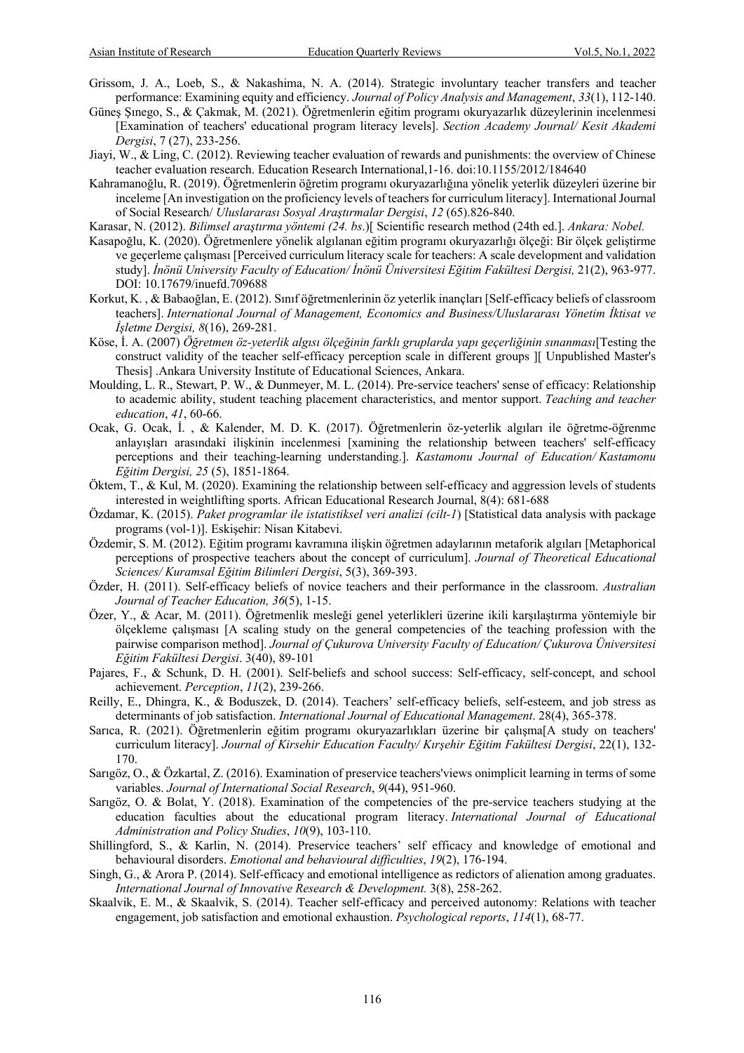Grissom, J. A., Loeb, S., & Nakashima, N. A. (2014). Strategic involuntary teacher transfers and teacher performance: Examining equity and efficiency. *Journal of Policy Analysis and Management*, *33*(1), 112-140.

Güneş Şınego, S., & Çakmak, M. (2021). Öğretmenlerin eğitim programı okuryazarlık düzeylerinin incelenmesi [Examination of teachers' educational program literacy levels]. *Section Academy Journal/ Kesit Akademi Dergisi*, 7 (27), 233-256.

Jiayi, W., & Ling, C. (2012). Reviewing teacher evaluation of rewards and punishments: the overview of Chinese teacher evaluation research. Education Research International,1-16. doi:10.1155/2012/184640

Kahramanoğlu, R. (2019). Öğretmenlerin öğretim programı okuryazarlığına yönelik yeterlik düzeyleri üzerine bir inceleme [An investigation on the proficiency levels of teachers for curriculum literacy]. International Journal of Social Research/ *Uluslararası Sosyal Araştırmalar Dergisi*, *12* (65).826-840.

Karasar, N. (2012). *Bilimsel araştırma yöntemi (24. bs.*)[ Scientific research method (24th ed.]. *Ankara: Nobel.*

Kasapoğlu, K. (2020). Öğretmenlere yönelik algılanan eğitim programı okuryazarlığı ölçeği: Bir ölçek geliştirme ve geçerleme çalışması [Perceived curriculum literacy scale for teachers: A scale development and validation study]. *İnönü University Faculty of Education/ İnönü Üniversitesi Eğitim Fakültesi Dergisi,* 21(2), 963-977. DOI: 10.17679/inuefd.709688

Korkut, K. , & Babaoğlan, E. (2012). Sınıf öğretmenlerinin öz yeterlik inançları [Self-efficacy beliefs of classroom teachers]. *International Journal of Management, Economics and Business/Uluslararası Yönetim İktisat ve İşletme Dergisi, 8*(16), 269-281.

Köse, İ. A. (2007) *Öğretmen öz-yeterlik algısı ölçeğinin farklı gruplarda yapı geçerliğinin sınanması*[Testing the construct validity of the teacher self-efficacy perception scale in different groups ][ Unpublished Master's Thesis] .Ankara University Institute of Educational Sciences, Ankara.

Moulding, L. R., Stewart, P. W., & Dunmeyer, M. L. (2014). Pre-service teachers' sense of efficacy: Relationship to academic ability, student teaching placement characteristics, and mentor support. *Teaching and teacher education*, *41*, 60-66.

Ocak, G. Ocak, İ. , & Kalender, M. D. K. (2017). Öğretmenlerin öz-yeterlik algıları ile öğretme-öğrenme anlayışları arasındaki ilişkinin incelenmesi [xamining the relationship between teachers' self-efficacy perceptions and their teaching-learning understanding.]. *Kastamonu Journal of Education/ Kastamonu Eğitim Dergisi, 25* (5), 1851-1864.

Öktem, T., & Kul, M. (2020). Examining the relationship between self-efficacy and aggression levels of students interested in weightlifting sports. African Educational Research Journal, 8(4): 681-688

Özdamar, K. (2015). *Paket programlar ile istatistiksel veri analizi (cilt-1*) [Statistical data analysis with package programs (vol-1)]. Eskişehir: Nisan Kitabevi.

Özdemir, S. M. (2012). Eğitim programı kavramına ilişkin öğretmen adaylarının metaforik algıları [Metaphorical perceptions of prospective teachers about the concept of curriculum]. *Journal of Theoretical Educational Sciences/ Kuramsal Eğitim Bilimleri Dergisi*, 5(3), 369-393.

Özder, H. (2011). Self-efficacy beliefs of novice teachers and their performance in the classroom. *Australian Journal of Teacher Education, 36*(5), 1-15.

Özer, Y., & Acar, M. (2011). Öğretmenlik mesleği genel yeterlikleri üzerine ikili karşılaştırma yöntemiyle bir ölçekleme çalışması [A scaling study on the general competencies of the teaching profession with the pairwise comparison method]. *Journal of Çukurova University Faculty of Education/ Çukurova Üniversitesi Eğitim Fakültesi Dergisi*. 3(40), 89-101

Pajares, F., & Schunk, D. H. (2001). Self-beliefs and school success: Self-efficacy, self-concept, and school achievement. *Perception*, *11*(2), 239-266.

Reilly, E., Dhingra, K., & Boduszek, D. (2014). Teachers' self-efficacy beliefs, self-esteem, and job stress as determinants of job satisfaction. *International Journal of Educational Management*. 28(4), 365-378.

Sarıca, R. (2021). Öğretmenlerin eğitim programı okuryazarlıkları üzerine bir çalışma[A study on teachers' curriculum literacy]. *Journal of Kirsehir Education Faculty/ Kırşehir Eğitim Fakültesi Dergisi*, 22(1), 132-170.

Sarıgöz, O., & Özkartal, Z. (2016). Examination of preservice teachers'views onimplicit learning in terms of some variables. *Journal of International Social Research*, *9*(44), 951-960.

Sarıgöz, O. & Bolat, Y. (2018). Examination of the competencies of the pre-service teachers studying at the education faculties about the educational program literacy. *International Journal of Educational Administration and Policy Studies*, *10*(9), 103-110.

Shillingford, S., & Karlin, N. (2014). Preservice teachers' self efficacy and knowledge of emotional and behavioural disorders. *Emotional and behavioural difficulties*, *19*(2), 176-194.

Singh, G., & Arora P. (2014). Self-efficacy and emotional intelligence as redictors of alienation among graduates. *International Journal of Innovative Research & Development.* 3(8), 258-262.

Skaalvik, E. M., & Skaalvik, S. (2014). Teacher self-efficacy and perceived autonomy: Relations with teacher engagement, job satisfaction and emotional exhaustion. *Psychological reports*, *114*(1), 68-77.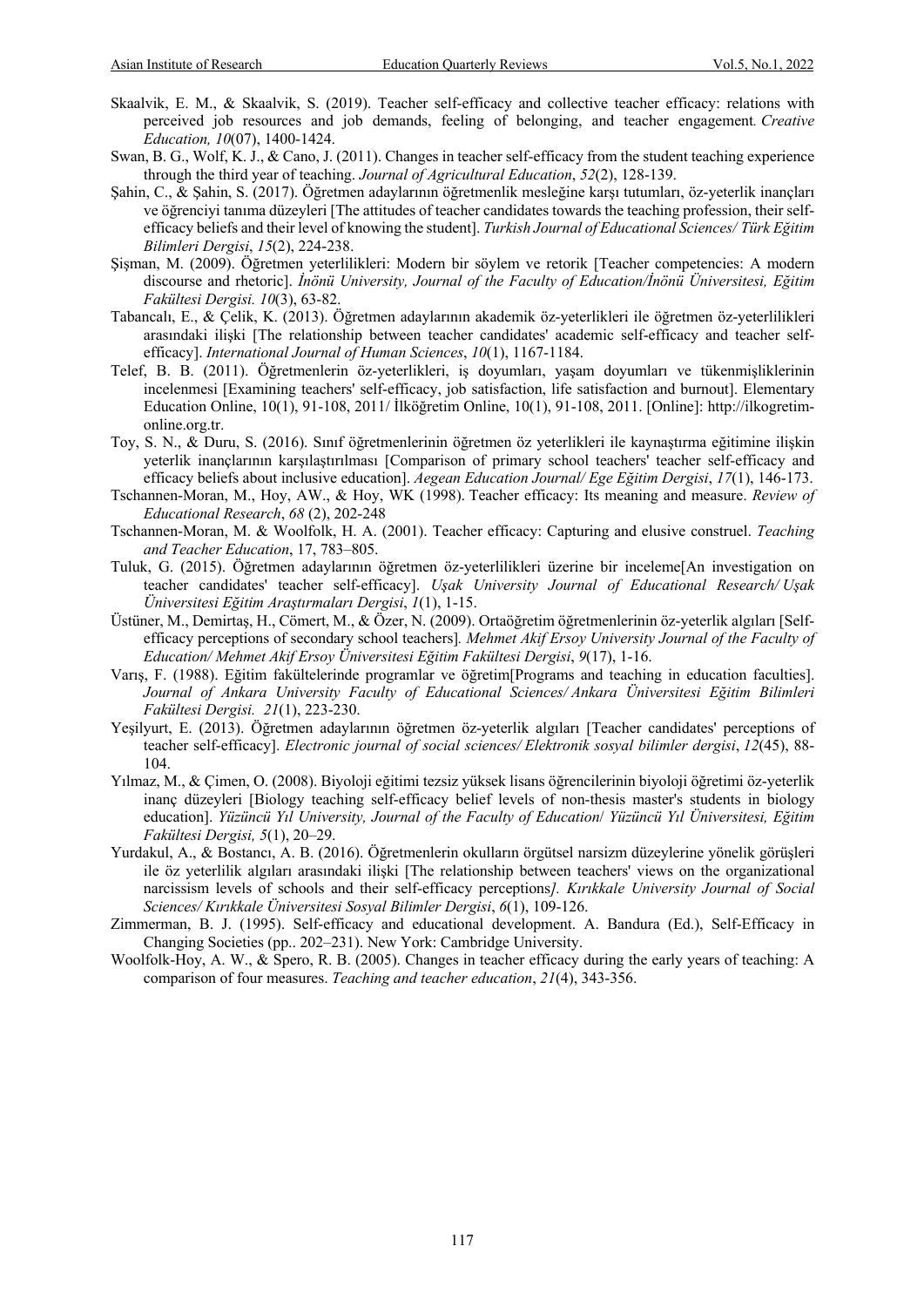Skaalvik, E. M., & Skaalvik, S. (2019). Teacher self-efficacy and collective teacher efficacy: relations with perceived job resources and job demands, feeling of belonging, and teacher engagement. *Creative Education, 10*(07), 1400-1424.

Swan, B. G., Wolf, K. J., & Cano, J. (2011). Changes in teacher self-efficacy from the student teaching experience through the third year of teaching. *Journal of Agricultural Education*, *52*(2), 128-139.

Şahin, C., & Şahin, S. (2017). Öğretmen adaylarının öğretmenlik mesleğine karşı tutumları, öz-yeterlik inançları ve öğrenciyi tanıma düzeyleri [The attitudes of teacher candidates towards the teaching profession, their self-efficacy beliefs and their level of knowing the student]. *Turkish Journal of Educational Sciences/ Türk Eğitim Bilimleri Dergisi*, *15*(2), 224-238.

Şişman, M. (2009). Öğretmen yeterlilikleri: Modern bir söylem ve retorik [Teacher competencies: A modern discourse and rhetoric]. *İnönü University, Journal of the Faculty of Education/İnönü Üniversitesi, Eğitim Fakültesi Dergisi. 10*(3), 63-82.

Tabancalı, E., & Çelik, K. (2013). Öğretmen adaylarının akademik öz-yeterlikleri ile öğretmen öz-yeterlilikleri arasındaki ilişki [The relationship between teacher candidates' academic self-efficacy and teacher self-efficacy]. *International Journal of Human Sciences*, *10*(1), 1167-1184.

Telef, B. B. (2011). Öğretmenlerin öz-yeterlikleri, iş doyumları, yaşam doyumları ve tükenmişliklerinin incelenmesi [Examining teachers' self-efficacy, job satisfaction, life satisfaction and burnout]. Elementary Education Online, 10(1), 91-108, 2011/ İlköğretim Online, 10(1), 91-108, 2011. [Online]: http://ilkogretim-online.org.tr.

Toy, S. N., & Duru, S. (2016). Sınıf öğretmenlerinin öğretmen öz yeterlikleri ile kaynaştırma eğitimine ilişkin yeterlik inançlarının karşılaştırılması [Comparison of primary school teachers' teacher self-efficacy and efficacy beliefs about inclusive education]. *Aegean Education Journal/ Ege Eğitim Dergisi*, *17*(1), 146-173.

Tschannen-Moran, M., Hoy, AW., & Hoy, WK (1998). Teacher efficacy: Its meaning and measure. *Review of Educational Research*, *68* (2), 202-248

Tschannen-Moran, M. & Woolfolk, H. A. (2001). Teacher efficacy: Capturing and elusive construel. *Teaching and Teacher Education*, 17, 783–805.

Tuluk, G. (2015). Öğretmen adaylarının öğretmen öz-yeterlilikleri üzerine bir inceleme[An investigation on teacher candidates' teacher self-efficacy]. *Uşak University Journal of Educational Research/ Uşak Üniversitesi Eğitim Araştırmaları Dergisi*, *1*(1), 1-15.

Üstüner, M., Demirtaş, H., Cömert, M., & Özer, N. (2009). Ortaöğretim öğretmenlerinin öz-yeterlik algıları [Self-efficacy perceptions of secondary school teachers]. *Mehmet Akif Ersoy University Journal of the Faculty of Education/ Mehmet Akif Ersoy Üniversitesi Eğitim Fakültesi Dergisi*, *9*(17), 1-16.

Varış, F. (1988). Eğitim fakültelerinde programlar ve öğretim[Programs and teaching in education faculties]. *Journal of Ankara University Faculty of Educational Sciences/ Ankara Üniversitesi Eğitim Bilimleri Fakültesi Dergisi. 21*(1), 223-230.

Yeşilyurt, E. (2013). Öğretmen adaylarının öğretmen öz-yeterlik algıları [Teacher candidates' perceptions of teacher self-efficacy]. *Electronic journal of social sciences/ Elektronik sosyal bilimler dergisi*, *12*(45), 88-104.

Yılmaz, M., & Çimen, O. (2008). Biyoloji eğitimi tezsiz yüksek lisans öğrencilerinin biyoloji öğretimi öz-yeterlik inanç düzeyleri [Biology teaching self-efficacy belief levels of non-thesis master's students in biology education]. *Yüzüncü Yıl University, Journal of the Faculty of Education/ Yüzüncü Yıl Üniversitesi, Eğitim Fakültesi Dergisi, 5*(1), 20–29.

Yurdakul, A., & Bostancı, A. B. (2016). Öğretmenlerin okulların örgütsel narsizm düzeylerine yönelik görüşleri ile öz yeterlilik algıları arasındaki ilişki [The relationship between teachers' views on the organizational narcissism levels of schools and their self-efficacy perceptions*]. Kırıkkale University Journal of Social Sciences/ Kırıkkale Üniversitesi Sosyal Bilimler Dergisi*, *6*(1), 109-126.

Zimmerman, B. J. (1995). Self-efficacy and educational development. A. Bandura (Ed.), Self-Efficacy in Changing Societies (pp.. 202–231). New York: Cambridge University.

Woolfolk-Hoy, A. W., & Spero, R. B. (2005). Changes in teacher efficacy during the early years of teaching: A comparison of four measures. *Teaching and teacher education*, *21*(4), 343-356.